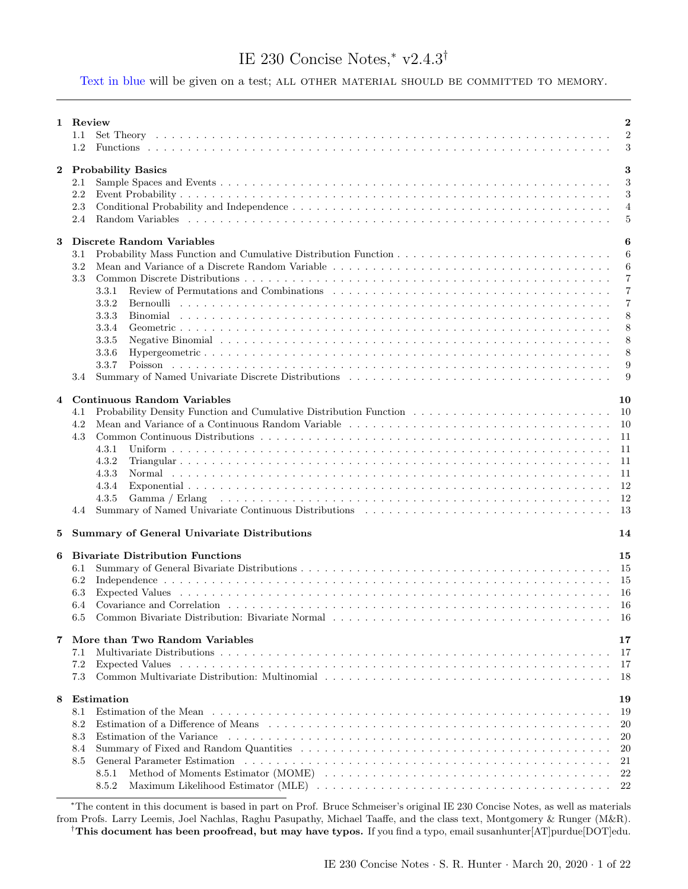# IE 230 Concise Notes,* v2.4.3†

Text in blue will be given on a test; ALL OTHER MATERIAL SHOULD BE COMMITTED TO MEMORY.

---

**1 Review** ... 2
- 1.1 Set Theory ... 2
- 1.2 Functions ... 3

**2 Probability Basics** ... 3
- 2.1 Sample Spaces and Events ... 3
- 2.2 Event Probability ... 3
- 2.3 Conditional Probability and Independence ... 4
- 2.4 Random Variables ... 5

**3 Discrete Random Variables** ... 6
- 3.1 Probability Mass Function and Cumulative Distribution Function ... 6
- 3.2 Mean and Variance of a Discrete Random Variable ... 6
- 3.3 Common Discrete Distributions ... 7
  - 3.3.1 Review of Permutations and Combinations ... 7
  - 3.3.2 Bernoulli ... 7
  - 3.3.3 Binomial ... 8
  - 3.3.4 Geometric ... 8
  - 3.3.5 Negative Binomial ... 8
  - 3.3.6 Hypergeometric ... 8
  - 3.3.7 Poisson ... 9
- 3.4 Summary of Named Univariate Discrete Distributions ... 9

**4 Continuous Random Variables** ... 10
- 4.1 Probability Density Function and Cumulative Distribution Function ... 10
- 4.2 Mean and Variance of a Continuous Random Variable ... 10
- 4.3 Common Continuous Distributions ... 11
  - 4.3.1 Uniform ... 11
  - 4.3.2 Triangular ... 11
  - 4.3.3 Normal ... 11
  - 4.3.4 Exponential ... 12
  - 4.3.5 Gamma / Erlang ... 12
- 4.4 Summary of Named Univariate Continuous Distributions ... 13

**5 Summary of General Univariate Distributions** ... 14

**6 Bivariate Distribution Functions** ... 15
- 6.1 Summary of General Bivariate Distributions ... 15
- 6.2 Independence ... 15
- 6.3 Expected Values ... 16
- 6.4 Covariance and Correlation ... 16
- 6.5 Common Bivariate Distribution: Bivariate Normal ... 16

**7 More than Two Random Variables** ... 17
- 7.1 Multivariate Distributions ... 17
- 7.2 Expected Values ... 17
- 7.3 Common Multivariate Distribution: Multinomial ... 18

**8 Estimation** ... 19
- 8.1 Estimation of the Mean ... 19
- 8.2 Estimation of a Difference of Means ... 20
- 8.3 Estimation of the Variance ... 20
- 8.4 Summary of Fixed and Random Quantities ... 20
- 8.5 General Parameter Estimation ... 21
  - 8.5.1 Method of Moments Estimator (MOME) ... 22
  - 8.5.2 Maximum Likelihood Estimator (MLE) ... 22

---

*The content in this document is based in part on Prof. Bruce Schmeiser's original IE 230 Concise Notes, as well as materials from Profs. Larry Leemis, Joel Nachlas, Raghu Pasupathy, Michael Taaffe, and the class text, Montgomery & Runger (M&R).

†**This document has been proofread, but may have typos.** If you find a typo, email susanhunter[AT]purdue[DOT]edu.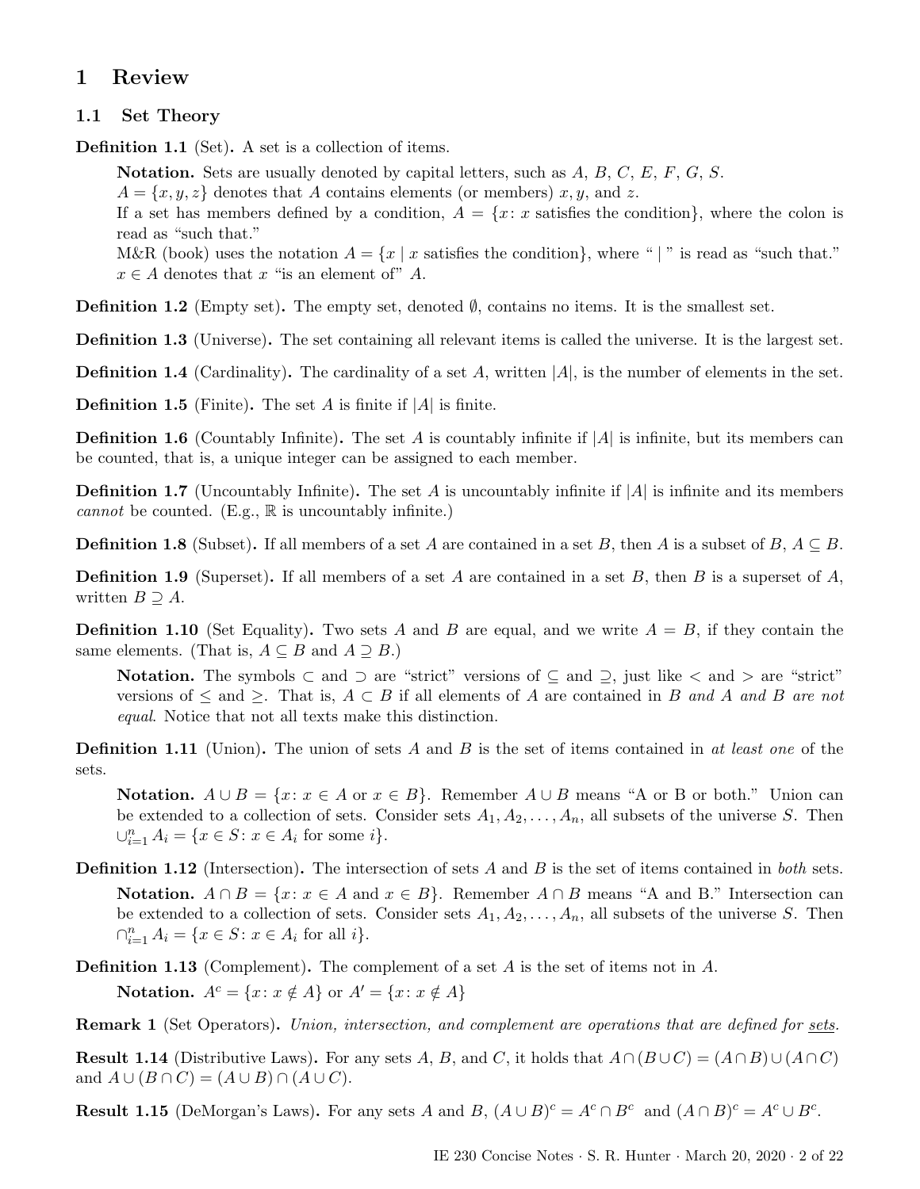# 1 Review

## 1.1 Set Theory

**Definition 1.1** (Set)**.** A set is a collection of items.

> **Notation.** Sets are usually denoted by capital letters, such as $A$, $B$, $C$, $E$, $F$, $G$, $S$.
> $A = \{x, y, z\}$ denotes that $A$ contains elements (or members) $x$, $y$, and $z$.
> If a set has members defined by a condition, $A = \{x \colon x \text{ satisfies the condition}\}$, where the colon is read as "such that."
> M&R (book) uses the notation $A = \{x \mid x \text{ satisfies the condition}\}$, where " | " is read as "such that."
> $x \in A$ denotes that $x$ "is an element of" $A$.

**Definition 1.2** (Empty set)**.** The empty set, denoted $\emptyset$, contains no items. It is the smallest set.

**Definition 1.3** (Universe)**.** The set containing all relevant items is called the universe. It is the largest set.

**Definition 1.4** (Cardinality)**.** The cardinality of a set $A$, written $|A|$, is the number of elements in the set.

**Definition 1.5** (Finite)**.** The set $A$ is finite if $|A|$ is finite.

**Definition 1.6** (Countably Infinite)**.** The set $A$ is countably infinite if $|A|$ is infinite, but its members can be counted, that is, a unique integer can be assigned to each member.

**Definition 1.7** (Uncountably Infinite)**.** The set $A$ is uncountably infinite if $|A|$ is infinite and its members *cannot* be counted. (E.g., $\mathbb{R}$ is uncountably infinite.)

**Definition 1.8** (Subset)**.** If all members of a set $A$ are contained in a set $B$, then $A$ is a subset of $B$, $A \subseteq B$.

**Definition 1.9** (Superset)**.** If all members of a set $A$ are contained in a set $B$, then $B$ is a superset of $A$, written $B \supseteq A$.

**Definition 1.10** (Set Equality)**.** Two sets $A$ and $B$ are equal, and we write $A = B$, if they contain the same elements. (That is, $A \subseteq B$ and $A \supseteq B$.)

> **Notation.** The symbols $\subset$ and $\supset$ are "strict" versions of $\subseteq$ and $\supseteq$, just like $<$ and $>$ are "strict" versions of $\leq$ and $\geq$. That is, $A \subset B$ if all elements of $A$ are contained in $B$ *and $A$ and $B$ are not equal*. Notice that not all texts make this distinction.

**Definition 1.11** (Union)**.** The union of sets $A$ and $B$ is the set of items contained in *at least one* of the sets.

> **Notation.** $A \cup B = \{x \colon x \in A \text{ or } x \in B\}$. Remember $A \cup B$ means "A or B or both." Union can be extended to a collection of sets. Consider sets $A_1, A_2, \ldots, A_n$, all subsets of the universe $S$. Then $\cup_{i=1}^{n} A_i = \{x \in S \colon x \in A_i \text{ for some } i\}$.

**Definition 1.12** (Intersection)**.** The intersection of sets $A$ and $B$ is the set of items contained in *both* sets.

> **Notation.** $A \cap B = \{x \colon x \in A \text{ and } x \in B\}$. Remember $A \cap B$ means "A and B." Intersection can be extended to a collection of sets. Consider sets $A_1, A_2, \ldots, A_n$, all subsets of the universe $S$. Then $\cap_{i=1}^{n} A_i = \{x \in S \colon x \in A_i \text{ for all } i\}$.

**Definition 1.13** (Complement)**.** The complement of a set $A$ is the set of items not in $A$.

> **Notation.** $A^c = \{x \colon x \notin A\}$ or $A' = \{x \colon x \notin A\}$

**Remark 1** (Set Operators)**.** *Union, intersection, and complement are operations that are defined for sets.*

**Result 1.14** (Distributive Laws)**.** For any sets $A$, $B$, and $C$, it holds that $A \cap (B \cup C) = (A \cap B) \cup (A \cap C)$ and $A \cup (B \cap C) = (A \cup B) \cap (A \cup C)$.

**Result 1.15** (DeMorgan's Laws)**.** For any sets $A$ and $B$, $(A \cup B)^c = A^c \cap B^c$ and $(A \cap B)^c = A^c \cup B^c$.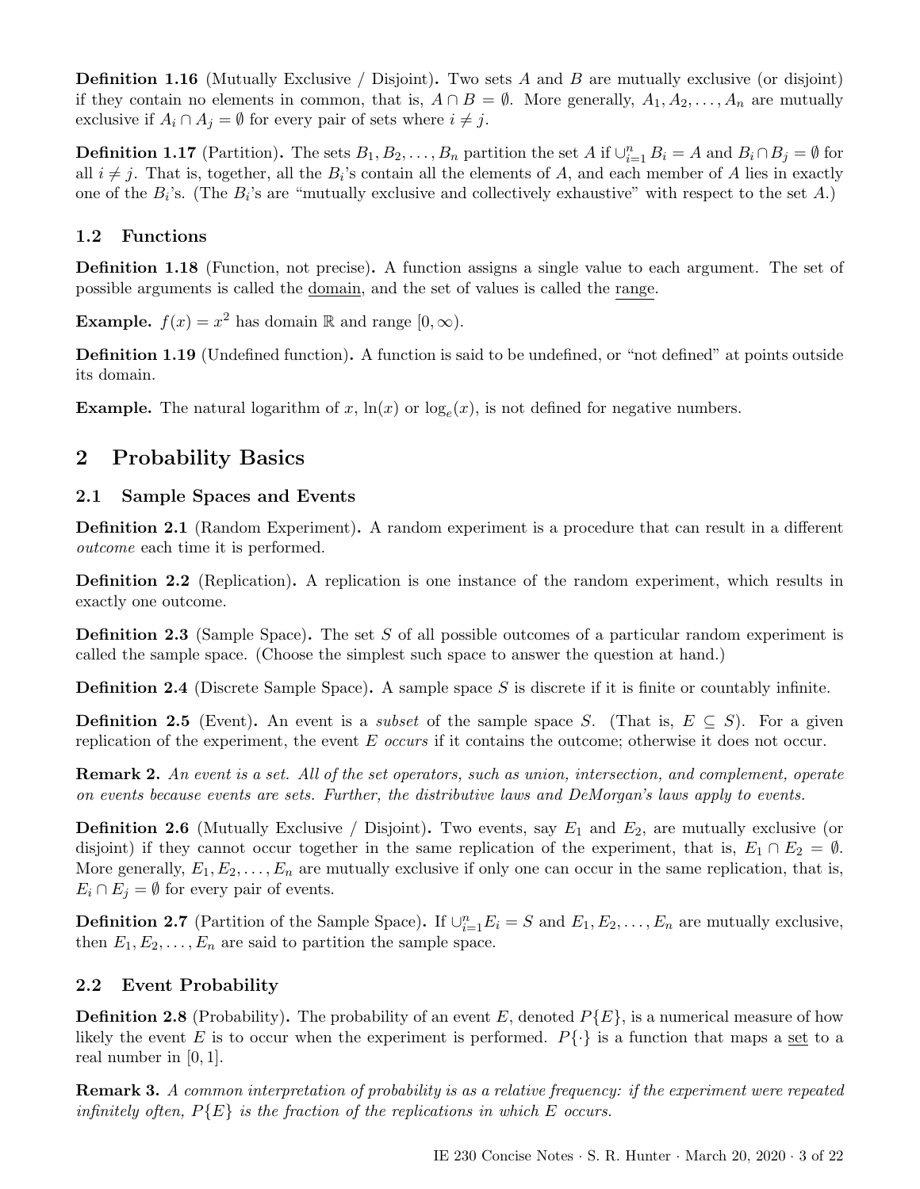**Definition 1.16** (Mutually Exclusive / Disjoint)**.** Two sets $A$ and $B$ are mutually exclusive (or disjoint) if they contain no elements in common, that is, $A \cap B = \emptyset$. More generally, $A_1, A_2, \ldots, A_n$ are mutually exclusive if $A_i \cap A_j = \emptyset$ for every pair of sets where $i \neq j$.

**Definition 1.17** (Partition)**.** The sets $B_1, B_2, \ldots, B_n$ partition the set $A$ if $\cup_{i=1}^n B_i = A$ and $B_i \cap B_j = \emptyset$ for all $i \neq j$. That is, together, all the $B_i$'s contain all the elements of $A$, and each member of $A$ lies in exactly one of the $B_i$'s. (The $B_i$'s are "mutually exclusive and collectively exhaustive" with respect to the set $A$.)

### 1.2 Functions

**Definition 1.18** (Function, not precise)**.** A function assigns a single value to each argument. The set of possible arguments is called the <u>domain</u>, and the set of values is called the <u>range</u>.

**Example.** $f(x) = x^2$ has domain $\mathbb{R}$ and range $[0, \infty)$.

**Definition 1.19** (Undefined function)**.** A function is said to be undefined, or "not defined" at points outside its domain.

**Example.** The natural logarithm of $x$, $\ln(x)$ or $\log_e(x)$, is not defined for negative numbers.

## 2 Probability Basics

### 2.1 Sample Spaces and Events

**Definition 2.1** (Random Experiment)**.** A random experiment is a procedure that can result in a different *outcome* each time it is performed.

**Definition 2.2** (Replication)**.** A replication is one instance of the random experiment, which results in exactly one outcome.

**Definition 2.3** (Sample Space)**.** The set $S$ of all possible outcomes of a particular random experiment is called the sample space. (Choose the simplest such space to answer the question at hand.)

**Definition 2.4** (Discrete Sample Space)**.** A sample space $S$ is discrete if it is finite or countably infinite.

**Definition 2.5** (Event)**.** An event is a *subset* of the sample space $S$. (That is, $E \subseteq S$). For a given replication of the experiment, the event $E$ *occurs* if it contains the outcome; otherwise it does not occur.

**Remark 2.** *An event is a set. All of the set operators, such as union, intersection, and complement, operate on events because events are sets. Further, the distributive laws and DeMorgan's laws apply to events.*

**Definition 2.6** (Mutually Exclusive / Disjoint)**.** Two events, say $E_1$ and $E_2$, are mutually exclusive (or disjoint) if they cannot occur together in the same replication of the experiment, that is, $E_1 \cap E_2 = \emptyset$. More generally, $E_1, E_2, \ldots, E_n$ are mutually exclusive if only one can occur in the same replication, that is, $E_i \cap E_j = \emptyset$ for every pair of events.

**Definition 2.7** (Partition of the Sample Space)**.** If $\cup_{i=1}^n E_i = S$ and $E_1, E_2, \ldots, E_n$ are mutually exclusive, then $E_1, E_2, \ldots, E_n$ are said to partition the sample space.

### 2.2 Event Probability

**Definition 2.8** (Probability)**.** The probability of an event $E$, denoted $P\{E\}$, is a numerical measure of how likely the event $E$ is to occur when the experiment is performed. $P\{\cdot\}$ is a function that maps a <u>set</u> to a real number in $[0, 1]$.

**Remark 3.** *A common interpretation of probability is as a relative frequency: if the experiment were repeated infinitely often, $P\{E\}$ is the fraction of the replications in which $E$ occurs.*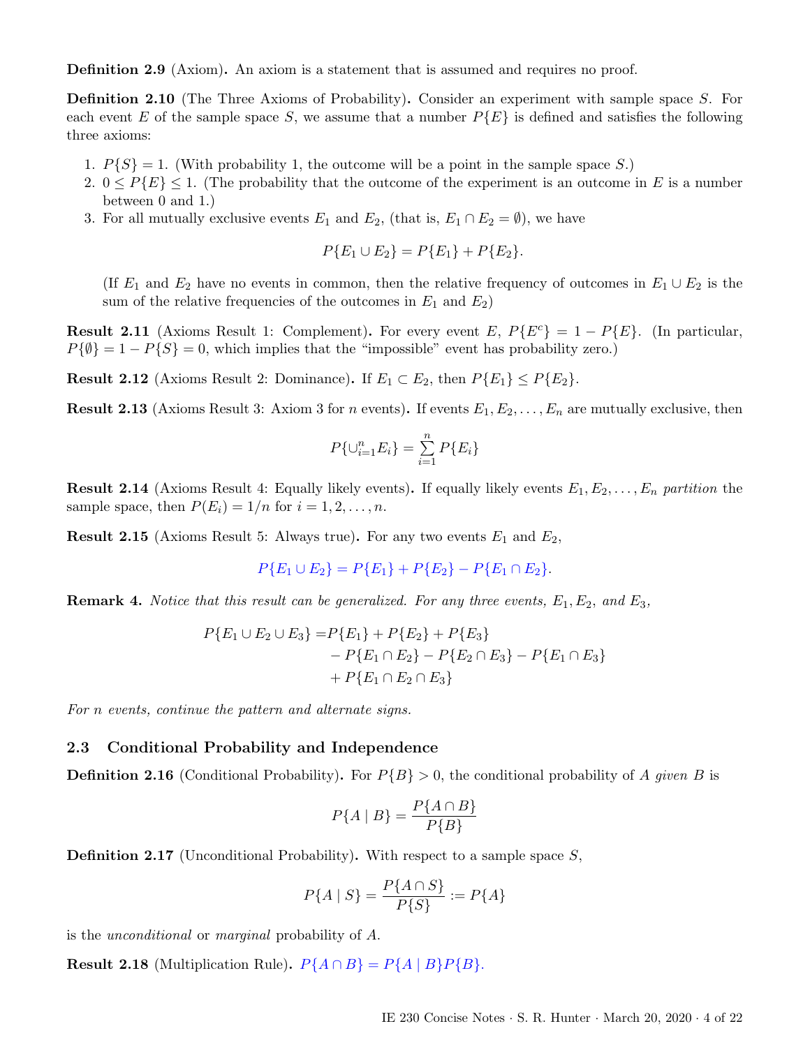**Definition 2.9** (Axiom)**.** An axiom is a statement that is assumed and requires no proof.

**Definition 2.10** (The Three Axioms of Probability)**.** Consider an experiment with sample space $S$. For each event $E$ of the sample space $S$, we assume that a number $P\{E\}$ is defined and satisfies the following three axioms:

1. $P\{S\} = 1$. (With probability 1, the outcome will be a point in the sample space $S$.)
2. $0 \leq P\{E\} \leq 1$. (The probability that the outcome of the experiment is an outcome in $E$ is a number between 0 and 1.)
3. For all mutually exclusive events $E_1$ and $E_2$, (that is, $E_1 \cap E_2 = \emptyset$), we have

$$P\{E_1 \cup E_2\} = P\{E_1\} + P\{E_2\}.$$

   (If $E_1$ and $E_2$ have no events in common, then the relative frequency of outcomes in $E_1 \cup E_2$ is the sum of the relative frequencies of the outcomes in $E_1$ and $E_2$)

**Result 2.11** (Axioms Result 1: Complement)**.** For every event $E$, $P\{E^c\} = 1 - P\{E\}$. (In particular, $P\{\emptyset\} = 1 - P\{S\} = 0$, which implies that the "impossible" event has probability zero.)

**Result 2.12** (Axioms Result 2: Dominance)**.** If $E_1 \subset E_2$, then $P\{E_1\} \leq P\{E_2\}$.

**Result 2.13** (Axioms Result 3: Axiom 3 for $n$ events)**.** If events $E_1, E_2, \ldots, E_n$ are mutually exclusive, then

$$P\{\cup_{i=1}^{n} E_i\} = \sum_{i=1}^{n} P\{E_i\}$$

**Result 2.14** (Axioms Result 4: Equally likely events)**.** If equally likely events $E_1, E_2, \ldots, E_n$ *partition* the sample space, then $P(E_i) = 1/n$ for $i = 1, 2, \ldots, n$.

**Result 2.15** (Axioms Result 5: Always true)**.** For any two events $E_1$ and $E_2$,

$$P\{E_1 \cup E_2\} = P\{E_1\} + P\{E_2\} - P\{E_1 \cap E_2\}.$$

**Remark 4.** *Notice that this result can be generalized. For any three events, $E_1, E_2$, and $E_3$,*

$$\begin{aligned} P\{E_1 \cup E_2 \cup E_3\} =& P\{E_1\} + P\{E_2\} + P\{E_3\} \\ & - P\{E_1 \cap E_2\} - P\{E_2 \cap E_3\} - P\{E_1 \cap E_3\} \\ & + P\{E_1 \cap E_2 \cap E_3\} \end{aligned}$$

*For $n$ events, continue the pattern and alternate signs.*

## 2.3 Conditional Probability and Independence

**Definition 2.16** (Conditional Probability)**.** For $P\{B\} > 0$, the conditional probability of $A$ *given* $B$ is

$$P\{A \mid B\} = \frac{P\{A \cap B\}}{P\{B\}}$$

**Definition 2.17** (Unconditional Probability)**.** With respect to a sample space $S$,

$$P\{A \mid S\} = \frac{P\{A \cap S\}}{P\{S\}} := P\{A\}$$

is the *unconditional* or *marginal* probability of $A$.

**Result 2.18** (Multiplication Rule)**.** $P\{A \cap B\} = P\{A \mid B\}P\{B\}$.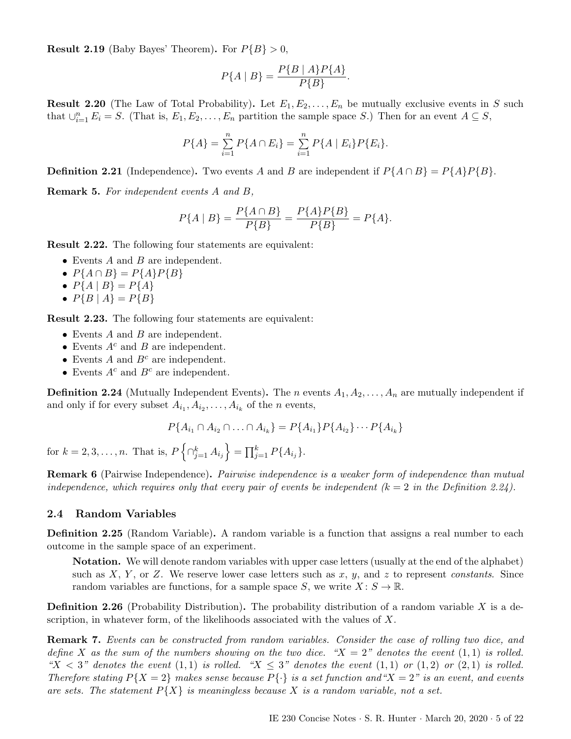**Result 2.19** (Baby Bayes' Theorem)**.** For $P\{B\} > 0$,

$$P\{A \mid B\} = \frac{P\{B \mid A\}P\{A\}}{P\{B\}}.$$

**Result 2.20** (The Law of Total Probability)**.** Let $E_1, E_2, \ldots, E_n$ be mutually exclusive events in $S$ such that $\cup_{i=1}^{n} E_i = S$. (That is, $E_1, E_2, \ldots, E_n$ partition the sample space $S$.) Then for an event $A \subseteq S$,

$$P\{A\} = \sum_{i=1}^{n} P\{A \cap E_i\} = \sum_{i=1}^{n} P\{A \mid E_i\}P\{E_i\}.$$

**Definition 2.21** (Independence)**.** Two events $A$ and $B$ are independent if $P\{A \cap B\} = P\{A\}P\{B\}$.

**Remark 5.** *For independent events $A$ and $B$,*

$$P\{A \mid B\} = \frac{P\{A \cap B\}}{P\{B\}} = \frac{P\{A\}P\{B\}}{P\{B\}} = P\{A\}.$$

**Result 2.22.** The following four statements are equivalent:

- Events $A$ and $B$ are independent.
- $P\{A \cap B\} = P\{A\}P\{B\}$
- $P\{A \mid B\} = P\{A\}$
- $P\{B \mid A\} = P\{B\}$

**Result 2.23.** The following four statements are equivalent:

- Events $A$ and $B$ are independent.
- Events $A^c$ and $B$ are independent.
- Events $A$ and $B^c$ are independent.
- Events $A^c$ and $B^c$ are independent.

**Definition 2.24** (Mutually Independent Events)**.** The $n$ events $A_1, A_2, \ldots, A_n$ are mutually independent if and only if for every subset $A_{i_1}, A_{i_2}, \ldots, A_{i_k}$ of the $n$ events,

$$P\{A_{i_1} \cap A_{i_2} \cap \ldots \cap A_{i_k}\} = P\{A_{i_1}\}P\{A_{i_2}\} \cdots P\{A_{i_k}\}$$

for $k = 2, 3, \ldots, n$. That is, $P\left\{\cap_{j=1}^{k} A_{i_j}\right\} = \prod_{j=1}^{k} P\{A_{i_j}\}$.

**Remark 6** (Pairwise Independence)**.** *Pairwise independence is a weaker form of independence than mutual independence, which requires only that every pair of events be independent ($k = 2$ in the Definition 2.24).*

## 2.4 Random Variables

**Definition 2.25** (Random Variable)**.** A random variable is a function that assigns a real number to each outcome in the sample space of an experiment.

> **Notation.** We will denote random variables with upper case letters (usually at the end of the alphabet) such as $X$, $Y$, or $Z$. We reserve lower case letters such as $x$, $y$, and $z$ to represent *constants*. Since random variables are functions, for a sample space $S$, we write $X : S \to \mathbb{R}$.

**Definition 2.26** (Probability Distribution)**.** The probability distribution of a random variable $X$ is a description, in whatever form, of the likelihoods associated with the values of $X$.

**Remark 7.** *Events can be constructed from random variables. Consider the case of rolling two dice, and define $X$ as the sum of the numbers showing on the two dice. "$X = 2$" denotes the event $(1, 1)$ is rolled. "$X < 3$" denotes the event $(1, 1)$ is rolled. "$X \leq 3$" denotes the event $(1, 1)$ or $(1, 2)$ or $(2, 1)$ is rolled. Therefore stating $P\{X = 2\}$ makes sense because $P\{\cdot\}$ is a set function and "$X = 2$" is an event, and events are sets. The statement $P\{X\}$ is meaningless because $X$ is a random variable, not a set.*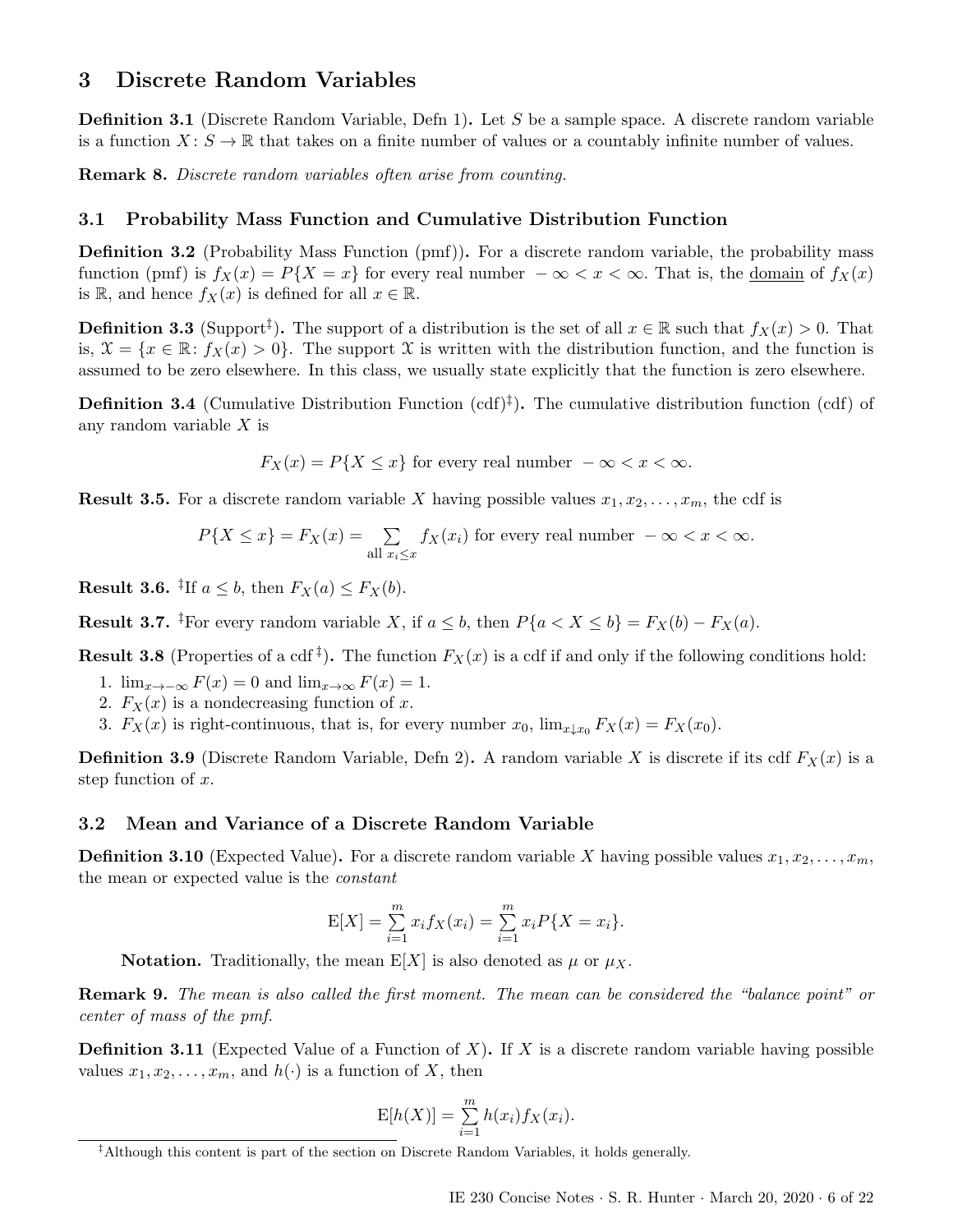# 3 Discrete Random Variables

**Definition 3.1** (Discrete Random Variable, Defn 1)**.** Let $S$ be a sample space. A discrete random variable is a function $X: S \to \mathbb{R}$ that takes on a finite number of values or a countably infinite number of values.

**Remark 8.** *Discrete random variables often arise from counting.*

## 3.1 Probability Mass Function and Cumulative Distribution Function

**Definition 3.2** (Probability Mass Function (pmf))**.** For a discrete random variable, the probability mass function (pmf) is $f_X(x) = P\{X = x\}$ for every real number $-\infty < x < \infty$. That is, the domain of $f_X(x)$ is $\mathbb{R}$, and hence $f_X(x)$ is defined for all $x \in \mathbb{R}$.

**Definition 3.3** (Support[‡])**.** The support of a distribution is the set of all $x \in \mathbb{R}$ such that $f_X(x) > 0$. That is, $\mathcal{X} = \{x \in \mathbb{R} : f_X(x) > 0\}$. The support $\mathcal{X}$ is written with the distribution function, and the function is assumed to be zero elsewhere. In this class, we usually state explicitly that the function is zero elsewhere.

**Definition 3.4** (Cumulative Distribution Function (cdf)[‡])**.** The cumulative distribution function (cdf) of any random variable $X$ is

$$F_X(x) = P\{X \leq x\} \text{ for every real number } -\infty < x < \infty.$$

**Result 3.5.** For a discrete random variable $X$ having possible values $x_1, x_2, \ldots, x_m$, the cdf is

$$P\{X \leq x\} = F_X(x) = \sum_{\text{all } x_i \leq x} f_X(x_i) \text{ for every real number } -\infty < x < \infty.$$

**Result 3.6.** [‡]If $a \leq b$, then $F_X(a) \leq F_X(b)$.

**Result 3.7.** [‡]For every random variable $X$, if $a \leq b$, then $P\{a < X \leq b\} = F_X(b) - F_X(a)$.

**Result 3.8** (Properties of a cdf[‡])**.** The function $F_X(x)$ is a cdf if and only if the following conditions hold:

1. $\lim_{x \to -\infty} F(x) = 0$ and $\lim_{x \to \infty} F(x) = 1$.
2. $F_X(x)$ is a nondecreasing function of $x$.
3. $F_X(x)$ is right-continuous, that is, for every number $x_0$, $\lim_{x \downarrow x_0} F_X(x) = F_X(x_0)$.

**Definition 3.9** (Discrete Random Variable, Defn 2)**.** A random variable $X$ is discrete if its cdf $F_X(x)$ is a step function of $x$.

## 3.2 Mean and Variance of a Discrete Random Variable

**Definition 3.10** (Expected Value)**.** For a discrete random variable $X$ having possible values $x_1, x_2, \ldots, x_m$, the mean or expected value is the *constant*

$$\mathrm{E}[X] = \sum_{i=1}^{m} x_i f_X(x_i) = \sum_{i=1}^{m} x_i P\{X = x_i\}.$$

**Notation.** Traditionally, the mean $\mathrm{E}[X]$ is also denoted as $\mu$ or $\mu_X$.

**Remark 9.** *The mean is also called the first moment. The mean can be considered the "balance point" or center of mass of the pmf.*

**Definition 3.11** (Expected Value of a Function of $X$)**.** If $X$ is a discrete random variable having possible values $x_1, x_2, \ldots, x_m$, and $h(\cdot)$ is a function of $X$, then

$$\mathrm{E}[h(X)] = \sum_{i=1}^{m} h(x_i) f_X(x_i).$$

[‡]Although this content is part of the section on Discrete Random Variables, it holds generally.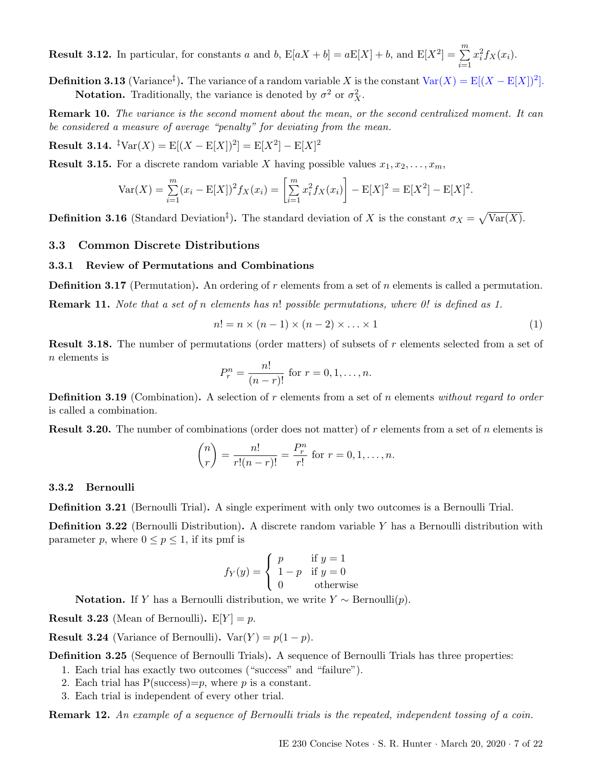**Result 3.12.** In particular, for constants $a$ and $b$, $\mathrm{E}[aX+b] = a\mathrm{E}[X]+b$, and $\mathrm{E}[X^2] = \sum_{i=1}^{m} x_i^2 f_X(x_i)$.

**Definition 3.13** (Variance[‡])**.** The variance of a random variable $X$ is the constant $\mathrm{Var}(X) = \mathrm{E}[(X - \mathrm{E}[X])^2]$.

**Notation.** Traditionally, the variance is denoted by $\sigma^2$ or $\sigma_X^2$.

**Remark 10.** *The variance is the second moment about the mean, or the second centralized moment. It can be considered a measure of average "penalty" for deviating from the mean.*

**Result 3.14.** [‡]$\mathrm{Var}(X) = \mathrm{E}[(X - \mathrm{E}[X])^2] = \mathrm{E}[X^2] - \mathrm{E}[X]^2$

**Result 3.15.** For a discrete random variable $X$ having possible values $x_1, x_2, \ldots, x_m$,

$$\mathrm{Var}(X) = \sum_{i=1}^{m}(x_i - \mathrm{E}[X])^2 f_X(x_i) = \left[\sum_{i=1}^{m} x_i^2 f_X(x_i)\right] - \mathrm{E}[X]^2 = \mathrm{E}[X^2] - \mathrm{E}[X]^2.$$

**Definition 3.16** (Standard Deviation[‡])**.** The standard deviation of $X$ is the constant $\sigma_X = \sqrt{\mathrm{Var}(X)}$.

## 3.3 Common Discrete Distributions

### 3.3.1 Review of Permutations and Combinations

**Definition 3.17** (Permutation)**.** An ordering of $r$ elements from a set of $n$ elements is called a permutation.

**Remark 11.** *Note that a set of $n$ elements has $n!$ possible permutations, where 0! is defined as 1.*

$$n! = n \times (n-1) \times (n-2) \times \ldots \times 1 \tag{1}$$

**Result 3.18.** The number of permutations (order matters) of subsets of $r$ elements selected from a set of $n$ elements is

$$P_r^n = \frac{n!}{(n-r)!} \text{ for } r = 0, 1, \ldots, n.$$

**Definition 3.19** (Combination)**.** A selection of $r$ elements from a set of $n$ elements *without regard to order* is called a combination.

**Result 3.20.** The number of combinations (order does not matter) of $r$ elements from a set of $n$ elements is

$$\binom{n}{r} = \frac{n!}{r!(n-r)!} = \frac{P_r^n}{r!} \text{ for } r = 0, 1, \ldots, n.$$

### 3.3.2 Bernoulli

**Definition 3.21** (Bernoulli Trial)**.** A single experiment with only two outcomes is a Bernoulli Trial.

**Definition 3.22** (Bernoulli Distribution)**.** A discrete random variable $Y$ has a Bernoulli distribution with parameter $p$, where $0 \le p \le 1$, if its pmf is

$$f_Y(y) = \begin{cases} p & \text{if } y = 1 \\ 1-p & \text{if } y = 0 \\ 0 & \text{otherwise} \end{cases}$$

**Notation.** If $Y$ has a Bernoulli distribution, we write $Y \sim \mathrm{Bernoulli}(p)$.

**Result 3.23** (Mean of Bernoulli)**.** $\mathrm{E}[Y] = p$.

**Result 3.24** (Variance of Bernoulli)**.** $\mathrm{Var}(Y) = p(1-p)$.

**Definition 3.25** (Sequence of Bernoulli Trials)**.** A sequence of Bernoulli Trials has three properties:

1. Each trial has exactly two outcomes ("success" and "failure").
2. Each trial has P(success)=$p$, where $p$ is a constant.
3. Each trial is independent of every other trial.

**Remark 12.** *An example of a sequence of Bernoulli trials is the repeated, independent tossing of a coin.*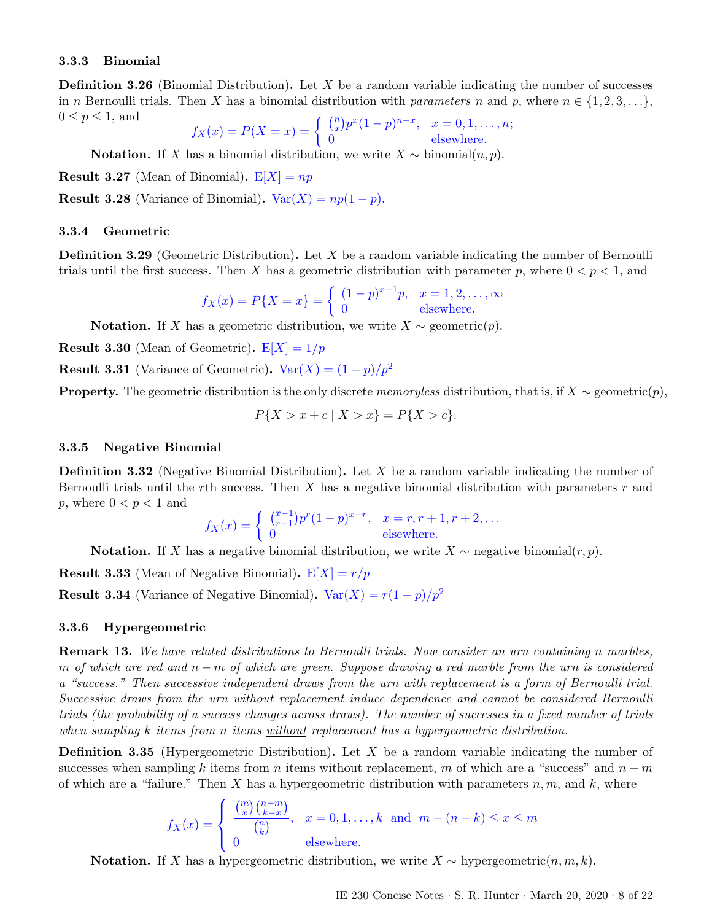### 3.3.3 Binomial

**Definition 3.26** (Binomial Distribution)**.** Let $X$ be a random variable indicating the number of successes in $n$ Bernoulli trials. Then $X$ has a binomial distribution with *parameters* $n$ and $p$, where $n \in \{1, 2, 3, \ldots\}$, $0 \le p \le 1$, and

$$f_X(x) = P(X = x) = \begin{cases} \binom{n}{x} p^x (1-p)^{n-x}, & x = 0, 1, \ldots, n; \\ 0 & \text{elsewhere.} \end{cases}$$

**Notation.** If $X$ has a binomial distribution, we write $X \sim \text{binomial}(n, p)$.

**Result 3.27** (Mean of Binomial)**.** $\text{E}[X] = np$

**Result 3.28** (Variance of Binomial)**.** $\text{Var}(X) = np(1-p)$.

### 3.3.4 Geometric

**Definition 3.29** (Geometric Distribution)**.** Let $X$ be a random variable indicating the number of Bernoulli trials until the first success. Then $X$ has a geometric distribution with parameter $p$, where $0 < p < 1$, and

$$f_X(x) = P\{X = x\} = \begin{cases} (1-p)^{x-1} p, & x = 1, 2, \ldots, \infty \\ 0 & \text{elsewhere.} \end{cases}$$

**Notation.** If $X$ has a geometric distribution, we write $X \sim \text{geometric}(p)$.

**Result 3.30** (Mean of Geometric)**.** $\text{E}[X] = 1/p$

**Result 3.31** (Variance of Geometric)**.** $\text{Var}(X) = (1-p)/p^2$

**Property.** The geometric distribution is the only discrete *memoryless* distribution, that is, if $X \sim \text{geometric}(p)$,

$$P\{X > x + c \mid X > x\} = P\{X > c\}.$$

### 3.3.5 Negative Binomial

**Definition 3.32** (Negative Binomial Distribution)**.** Let $X$ be a random variable indicating the number of Bernoulli trials until the $r$th success. Then $X$ has a negative binomial distribution with parameters $r$ and $p$, where $0 < p < 1$ and

$$f_X(x) = \begin{cases} \binom{x-1}{r-1} p^r (1-p)^{x-r}, & x = r, r+1, r+2, \ldots \\ 0 & \text{elsewhere.} \end{cases}$$

**Notation.** If $X$ has a negative binomial distribution, we write $X \sim \text{negative binomial}(r, p)$.

**Result 3.33** (Mean of Negative Binomial)**.** $\text{E}[X] = r/p$

**Result 3.34** (Variance of Negative Binomial)**.** $\text{Var}(X) = r(1-p)/p^2$

### 3.3.6 Hypergeometric

**Remark 13.** *We have related distributions to Bernoulli trials. Now consider an urn containing $n$ marbles, $m$ of which are red and $n - m$ of which are green. Suppose drawing a red marble from the urn is considered a "success." Then successive independent draws from the urn with replacement is a form of Bernoulli trial. Successive draws from the urn without replacement induce dependence and cannot be considered Bernoulli trials (the probability of a success changes across draws). The number of successes in a fixed number of trials when sampling $k$ items from $n$ items <u>without</u> replacement has a hypergeometric distribution.*

**Definition 3.35** (Hypergeometric Distribution)**.** Let $X$ be a random variable indicating the number of successes when sampling $k$ items from $n$ items without replacement, $m$ of which are a "success" and $n - m$ of which are a "failure." Then $X$ has a hypergeometric distribution with parameters $n, m$, and $k$, where

$$f_X(x) = \begin{cases} \dfrac{\binom{m}{x}\binom{n-m}{k-x}}{\binom{n}{k}}, & x = 0, 1, \ldots, k \text{ and } m - (n-k) \le x \le m \\ 0 & \text{elsewhere.} \end{cases}$$

**Notation.** If $X$ has a hypergeometric distribution, we write $X \sim \text{hypergeometric}(n, m, k)$.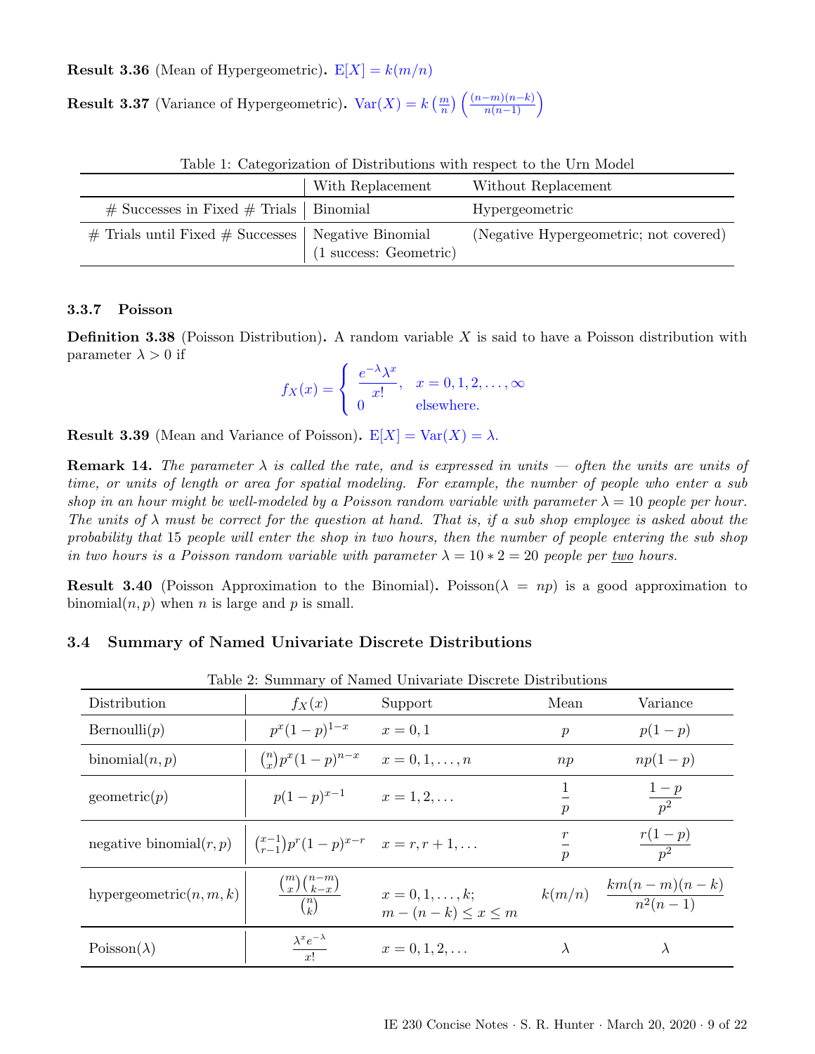**Result 3.36** (Mean of Hypergeometric)**.** $\text{E}[X] = k(m/n)$

**Result 3.37** (Variance of Hypergeometric)**.** $\text{Var}(X) = k\left(\frac{m}{n}\right)\left(\frac{(n-m)(n-k)}{n(n-1)}\right)$

Table 1: Categorization of Distributions with respect to the Urn Model

| | With Replacement | Without Replacement |
|---|---|---|
| # Successes in Fixed # Trials | Binomial | Hypergeometric |
| # Trials until Fixed # Successes | Negative Binomial (1 success: Geometric) | (Negative Hypergeometric; not covered) |

### 3.3.7 Poisson

**Definition 3.38** (Poisson Distribution)**.** A random variable $X$ is said to have a Poisson distribution with parameter $\lambda > 0$ if

$$f_X(x) = \begin{cases} \dfrac{e^{-\lambda}\lambda^x}{x!}, & x = 0, 1, 2, \ldots, \infty \\ 0 & \text{elsewhere.} \end{cases}$$

**Result 3.39** (Mean and Variance of Poisson)**.** $\text{E}[X] = \text{Var}(X) = \lambda$.

**Remark 14.** *The parameter $\lambda$ is called the rate, and is expressed in units — often the units are units of time, or units of length or area for spatial modeling. For example, the number of people who enter a sub shop in an hour might be well-modeled by a Poisson random variable with parameter $\lambda = 10$ people per hour. The units of $\lambda$ must be correct for the question at hand. That is, if a sub shop employee is asked about the probability that 15 people will enter the shop in two hours, then the number of people entering the sub shop in two hours is a Poisson random variable with parameter $\lambda = 10 * 2 = 20$ people per <u>two</u> hours.*

**Result 3.40** (Poisson Approximation to the Binomial)**.** Poisson($\lambda = np$) is a good approximation to binomial($n, p$) when $n$ is large and $p$ is small.

## 3.4 Summary of Named Univariate Discrete Distributions

Table 2: Summary of Named Univariate Discrete Distributions

| Distribution | $f_X(x)$ | Support | Mean | Variance |
|---|---|---|---|---|
| Bernoulli($p$) | $p^x(1-p)^{1-x}$ | $x = 0, 1$ | $p$ | $p(1-p)$ |
| binomial($n, p$) | $\binom{n}{x}p^x(1-p)^{n-x}$ | $x = 0, 1, \ldots, n$ | $np$ | $np(1-p)$ |
| geometric($p$) | $p(1-p)^{x-1}$ | $x = 1, 2, \ldots$ | $\frac{1}{p}$ | $\frac{1-p}{p^2}$ |
| negative binomial($r, p$) | $\binom{x-1}{r-1}p^r(1-p)^{x-r}$ | $x = r, r+1, \ldots$ | $\frac{r}{p}$ | $\frac{r(1-p)}{p^2}$ |
| hypergeometric($n, m, k$) | $\frac{\binom{m}{x}\binom{n-m}{k-x}}{\binom{n}{k}}$ | $x = 0, 1, \ldots, k$; $m-(n-k) \le x \le m$ | $k(m/n)$ | $\frac{km(n-m)(n-k)}{n^2(n-1)}$ |
| Poisson($\lambda$) | $\frac{\lambda^x e^{-\lambda}}{x!}$ | $x = 0, 1, 2, \ldots$ | $\lambda$ | $\lambda$ |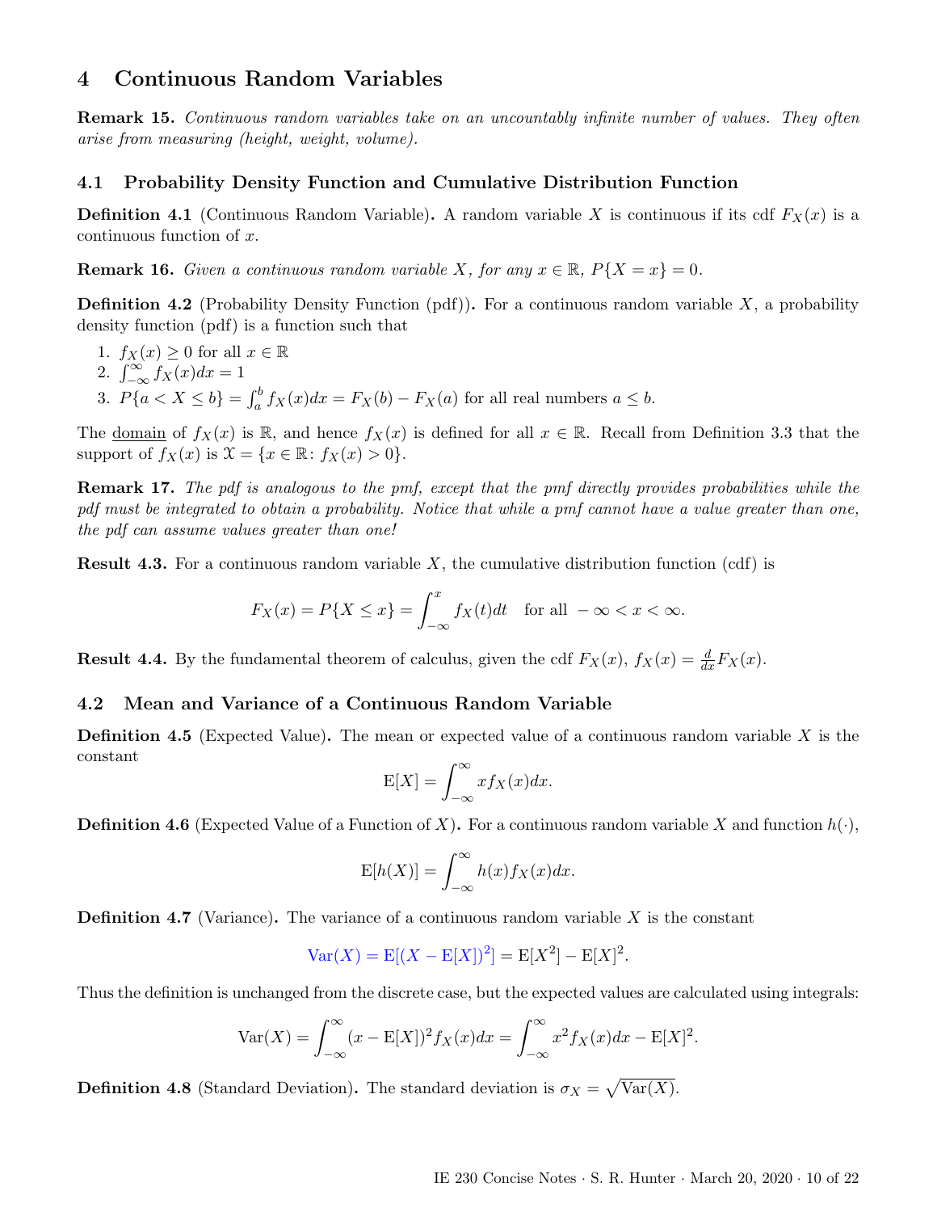# 4 Continuous Random Variables

**Remark 15.** *Continuous random variables take on an uncountably infinite number of values. They often arise from measuring (height, weight, volume).*

## 4.1 Probability Density Function and Cumulative Distribution Function

**Definition 4.1** (Continuous Random Variable)**.** A random variable $X$ is continuous if its cdf $F_X(x)$ is a continuous function of $x$.

**Remark 16.** *Given a continuous random variable $X$, for any $x \in \mathbb{R}$, $P\{X = x\} = 0$.*

**Definition 4.2** (Probability Density Function (pdf))**.** For a continuous random variable $X$, a probability density function (pdf) is a function such that

1. $f_X(x) \geq 0$ for all $x \in \mathbb{R}$
2. $\int_{-\infty}^{\infty} f_X(x)dx = 1$
3. $P\{a < X \leq b\} = \int_a^b f_X(x)dx = F_X(b) - F_X(a)$ for all real numbers $a \leq b$.

The domain of $f_X(x)$ is $\mathbb{R}$, and hence $f_X(x)$ is defined for all $x \in \mathbb{R}$. Recall from Definition 3.3 that the support of $f_X(x)$ is $\mathcal{X} = \{x \in \mathbb{R} \colon f_X(x) > 0\}$.

**Remark 17.** *The pdf is analogous to the pmf, except that the pmf directly provides probabilities while the pdf must be integrated to obtain a probability. Notice that while a pmf cannot have a value greater than one, the pdf can assume values greater than one!*

**Result 4.3.** For a continuous random variable $X$, the cumulative distribution function (cdf) is

$$F_X(x) = P\{X \leq x\} = \int_{-\infty}^{x} f_X(t)dt \quad \text{for all } -\infty < x < \infty.$$

**Result 4.4.** By the fundamental theorem of calculus, given the cdf $F_X(x)$, $f_X(x) = \frac{d}{dx}F_X(x)$.

## 4.2 Mean and Variance of a Continuous Random Variable

**Definition 4.5** (Expected Value)**.** The mean or expected value of a continuous random variable $X$ is the constant

$$\mathrm{E}[X] = \int_{-\infty}^{\infty} x f_X(x)dx.$$

**Definition 4.6** (Expected Value of a Function of $X$)**.** For a continuous random variable $X$ and function $h(\cdot)$,

$$\mathrm{E}[h(X)] = \int_{-\infty}^{\infty} h(x) f_X(x)dx.$$

**Definition 4.7** (Variance)**.** The variance of a continuous random variable $X$ is the constant

$$\mathrm{Var}(X) = \mathrm{E}[(X - \mathrm{E}[X])^2] = \mathrm{E}[X^2] - \mathrm{E}[X]^2.$$

Thus the definition is unchanged from the discrete case, but the expected values are calculated using integrals:

$$\mathrm{Var}(X) = \int_{-\infty}^{\infty} (x - \mathrm{E}[X])^2 f_X(x)dx = \int_{-\infty}^{\infty} x^2 f_X(x)dx - \mathrm{E}[X]^2.$$

**Definition 4.8** (Standard Deviation)**.** The standard deviation is $\sigma_X = \sqrt{\mathrm{Var}(X)}$.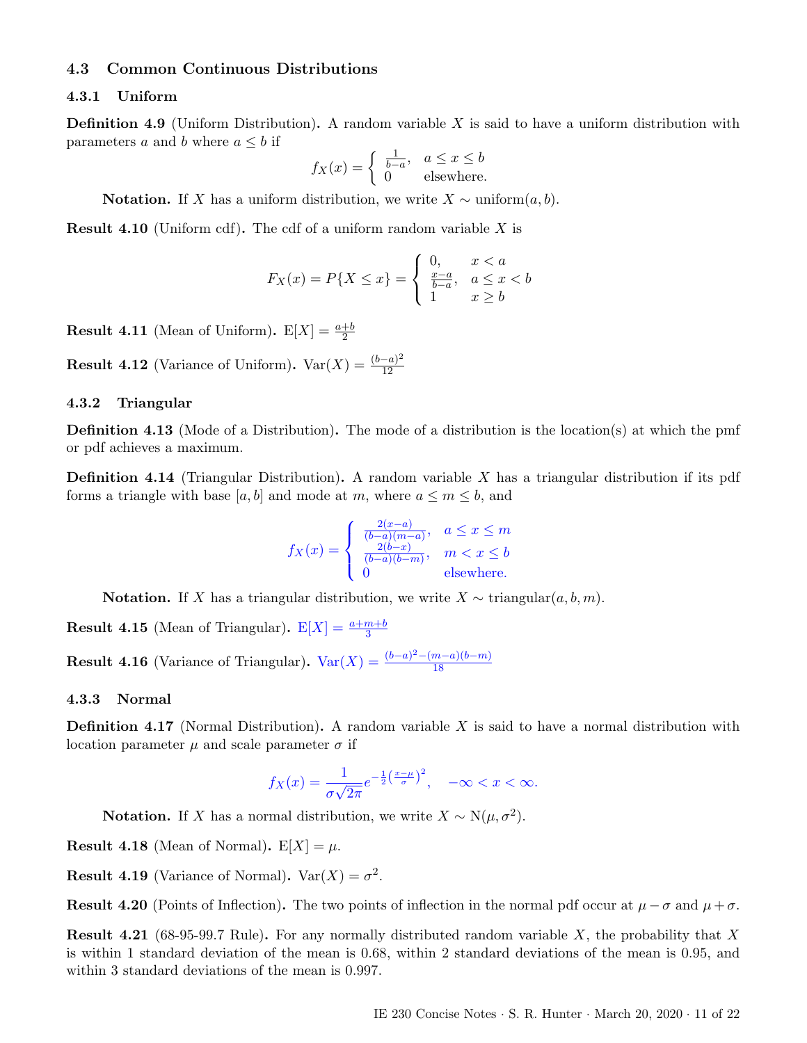## 4.3 Common Continuous Distributions

### 4.3.1 Uniform

**Definition 4.9** (Uniform Distribution)**.** A random variable $X$ is said to have a uniform distribution with parameters $a$ and $b$ where $a \leq b$ if

$$f_X(x) = \begin{cases} \frac{1}{b-a}, & a \leq x \leq b \\ 0 & \text{elsewhere.} \end{cases}$$

**Notation.** If $X$ has a uniform distribution, we write $X \sim \text{uniform}(a, b)$.

**Result 4.10** (Uniform cdf)**.** The cdf of a uniform random variable $X$ is

$$F_X(x) = P\{X \leq x\} = \begin{cases} 0, & x < a \\ \frac{x-a}{b-a}, & a \leq x < b \\ 1 & x \geq b \end{cases}$$

**Result 4.11** (Mean of Uniform)**.** $\text{E}[X] = \frac{a+b}{2}$

**Result 4.12** (Variance of Uniform)**.** $\text{Var}(X) = \frac{(b-a)^2}{12}$

### 4.3.2 Triangular

**Definition 4.13** (Mode of a Distribution)**.** The mode of a distribution is the location(s) at which the pmf or pdf achieves a maximum.

**Definition 4.14** (Triangular Distribution)**.** A random variable $X$ has a triangular distribution if its pdf forms a triangle with base $[a, b]$ and mode at $m$, where $a \leq m \leq b$, and

$$f_X(x) = \begin{cases} \frac{2(x-a)}{(b-a)(m-a)}, & a \leq x \leq m \\ \frac{2(b-x)}{(b-a)(b-m)}, & m < x \leq b \\ 0 & \text{elsewhere.} \end{cases}$$

**Notation.** If $X$ has a triangular distribution, we write $X \sim \text{triangular}(a, b, m)$.

**Result 4.15** (Mean of Triangular)**.** $\text{E}[X] = \frac{a+m+b}{3}$

**Result 4.16** (Variance of Triangular)**.** $\text{Var}(X) = \frac{(b-a)^2-(m-a)(b-m)}{18}$

### 4.3.3 Normal

**Definition 4.17** (Normal Distribution)**.** A random variable $X$ is said to have a normal distribution with location parameter $\mu$ and scale parameter $\sigma$ if

$$f_X(x) = \frac{1}{\sigma\sqrt{2\pi}} e^{-\frac{1}{2}\left(\frac{x-\mu}{\sigma}\right)^2}, \quad -\infty < x < \infty.$$

**Notation.** If $X$ has a normal distribution, we write $X \sim \text{N}(\mu, \sigma^2)$.

**Result 4.18** (Mean of Normal)**.** $\text{E}[X] = \mu$.

**Result 4.19** (Variance of Normal)**.** $\text{Var}(X) = \sigma^2$.

**Result 4.20** (Points of Inflection)**.** The two points of inflection in the normal pdf occur at $\mu - \sigma$ and $\mu + \sigma$.

**Result 4.21** (68-95-99.7 Rule)**.** For any normally distributed random variable $X$, the probability that $X$ is within 1 standard deviation of the mean is 0.68, within 2 standard deviations of the mean is 0.95, and within 3 standard deviations of the mean is 0.997.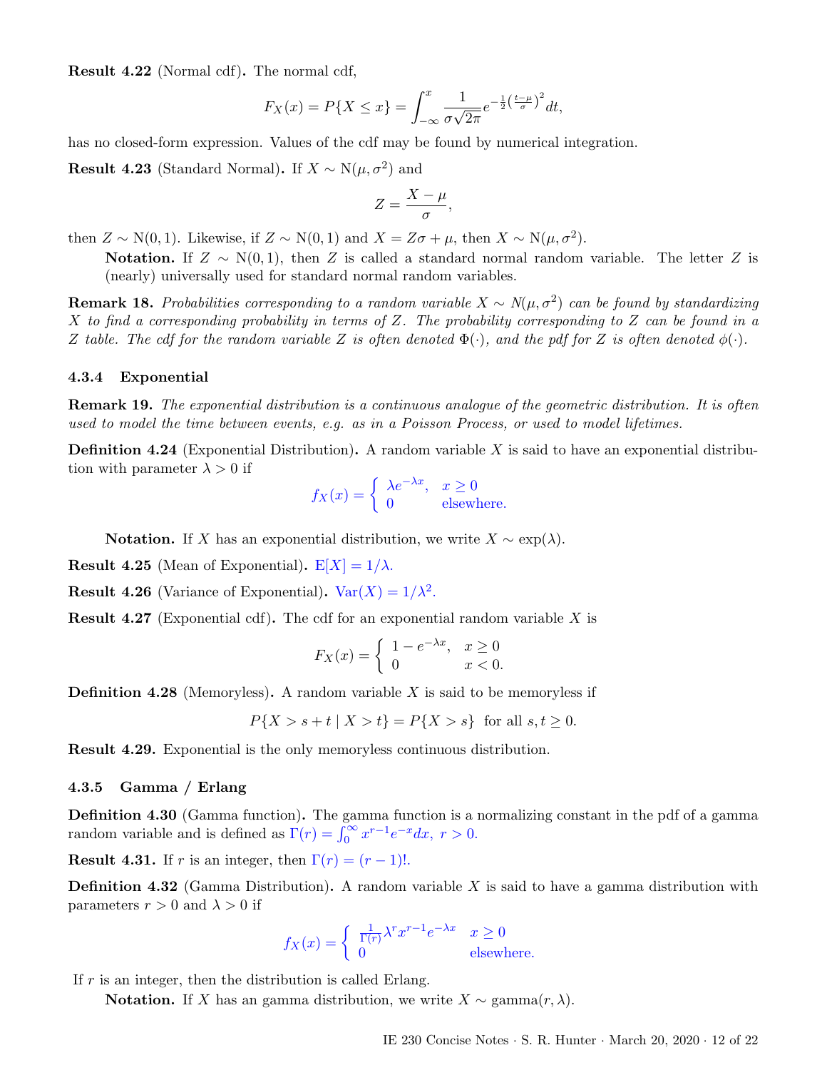**Result 4.22** (Normal cdf)**.** The normal cdf,

$$F_X(x) = P\{X \leq x\} = \int_{-\infty}^{x} \frac{1}{\sigma\sqrt{2\pi}} e^{-\frac{1}{2}\left(\frac{t-\mu}{\sigma}\right)^2} dt,$$

has no closed-form expression. Values of the cdf may be found by numerical integration.

**Result 4.23** (Standard Normal)**.** If $X \sim \text{N}(\mu, \sigma^2)$ and

$$Z = \frac{X - \mu}{\sigma},$$

then $Z \sim \text{N}(0, 1)$. Likewise, if $Z \sim \text{N}(0, 1)$ and $X = Z\sigma + \mu$, then $X \sim \text{N}(\mu, \sigma^2)$.

**Notation.** If $Z \sim \text{N}(0, 1)$, then $Z$ is called a standard normal random variable. The letter $Z$ is (nearly) universally used for standard normal random variables.

**Remark 18.** *Probabilities corresponding to a random variable $X \sim N(\mu, \sigma^2)$ can be found by standardizing $X$ to find a corresponding probability in terms of $Z$. The probability corresponding to $Z$ can be found in a Z table. The cdf for the random variable $Z$ is often denoted $\Phi(\cdot)$, and the pdf for $Z$ is often denoted $\phi(\cdot)$.*

### 4.3.4 Exponential

**Remark 19.** *The exponential distribution is a continuous analogue of the geometric distribution. It is often used to model the time between events, e.g. as in a Poisson Process, or used to model lifetimes.*

**Definition 4.24** (Exponential Distribution)**.** A random variable $X$ is said to have an exponential distribution with parameter $\lambda > 0$ if

$$f_X(x) = \begin{cases} \lambda e^{-\lambda x}, & x \geq 0 \\ 0 & \text{elsewhere.} \end{cases}$$

**Notation.** If $X$ has an exponential distribution, we write $X \sim \exp(\lambda)$.

**Result 4.25** (Mean of Exponential)**.** $\text{E}[X] = 1/\lambda$.

**Result 4.26** (Variance of Exponential)**.** $\text{Var}(X) = 1/\lambda^2$.

**Result 4.27** (Exponential cdf)**.** The cdf for an exponential random variable $X$ is

$$F_X(x) = \begin{cases} 1 - e^{-\lambda x}, & x \geq 0 \\ 0 & x < 0. \end{cases}$$

**Definition 4.28** (Memoryless)**.** A random variable $X$ is said to be memoryless if

$$P\{X > s + t \mid X > t\} = P\{X > s\} \text{ for all } s, t \geq 0.$$

**Result 4.29.** Exponential is the only memoryless continuous distribution.

### 4.3.5 Gamma / Erlang

**Definition 4.30** (Gamma function)**.** The gamma function is a normalizing constant in the pdf of a gamma random variable and is defined as $\Gamma(r) = \int_0^\infty x^{r-1} e^{-x} dx, \ r > 0$.

**Result 4.31.** If $r$ is an integer, then $\Gamma(r) = (r - 1)!$.

**Definition 4.32** (Gamma Distribution)**.** A random variable $X$ is said to have a gamma distribution with parameters $r > 0$ and $\lambda > 0$ if

$$f_X(x) = \begin{cases} \frac{1}{\Gamma(r)} \lambda^r x^{r-1} e^{-\lambda x} & x \geq 0 \\ 0 & \text{elsewhere.} \end{cases}$$

If $r$ is an integer, then the distribution is called Erlang.

**Notation.** If $X$ has an gamma distribution, we write $X \sim \text{gamma}(r, \lambda)$.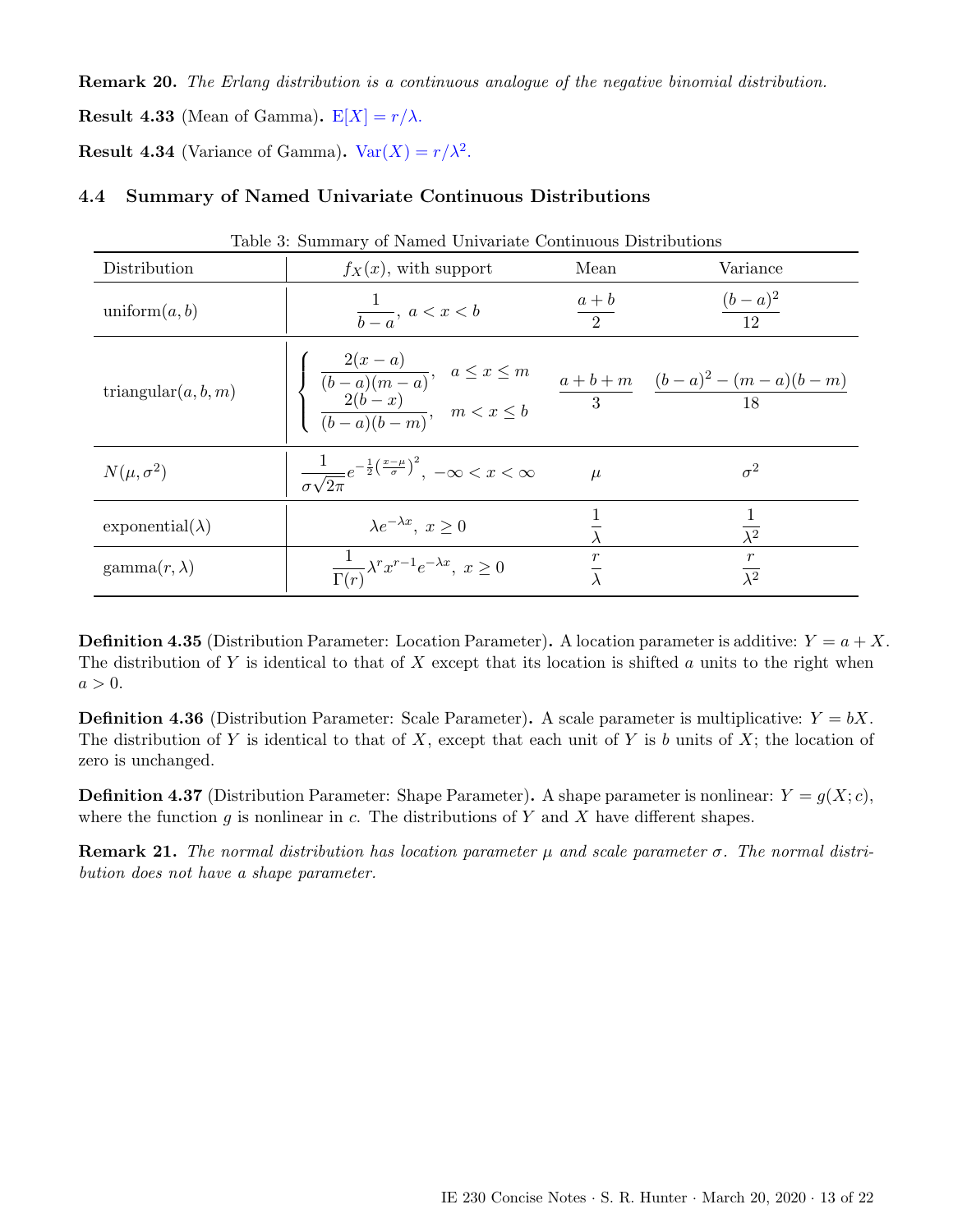**Remark 20.** *The Erlang distribution is a continuous analogue of the negative binomial distribution.*

**Result 4.33** (Mean of Gamma)**.** $\mathrm{E}[X] = r/\lambda$.

**Result 4.34** (Variance of Gamma)**.** $\mathrm{Var}(X) = r/\lambda^2$.

## 4.4 Summary of Named Univariate Continuous Distributions

Table 3: Summary of Named Univariate Continuous Distributions

| Distribution | $f_X(x)$, with support | Mean | Variance |
|---|---|---|---|
| uniform$(a, b)$ | $\dfrac{1}{b-a},\ a < x < b$ | $\dfrac{a+b}{2}$ | $\dfrac{(b-a)^2}{12}$ |
| triangular$(a, b, m)$ | $\begin{cases} \dfrac{2(x-a)}{(b-a)(m-a)}, & a \le x \le m \\ \dfrac{2(b-x)}{(b-a)(b-m)}, & m < x \le b \end{cases}$ | $\dfrac{a+b+m}{3}$ | $\dfrac{(b-a)^2 - (m-a)(b-m)}{18}$ |
| $N(\mu, \sigma^2)$ | $\dfrac{1}{\sigma\sqrt{2\pi}} e^{-\frac{1}{2}\left(\frac{x-\mu}{\sigma}\right)^2},\ -\infty < x < \infty$ | $\mu$ | $\sigma^2$ |
| exponential$(\lambda)$ | $\lambda e^{-\lambda x},\ x \ge 0$ | $\dfrac{1}{\lambda}$ | $\dfrac{1}{\lambda^2}$ |
| gamma$(r, \lambda)$ | $\dfrac{1}{\Gamma(r)} \lambda^r x^{r-1} e^{-\lambda x},\ x \ge 0$ | $\dfrac{r}{\lambda}$ | $\dfrac{r}{\lambda^2}$ |

**Definition 4.35** (Distribution Parameter: Location Parameter)**.** A location parameter is additive: $Y = a + X$. The distribution of $Y$ is identical to that of $X$ except that its location is shifted $a$ units to the right when $a > 0$.

**Definition 4.36** (Distribution Parameter: Scale Parameter)**.** A scale parameter is multiplicative: $Y = bX$. The distribution of $Y$ is identical to that of $X$, except that each unit of $Y$ is $b$ units of $X$; the location of zero is unchanged.

**Definition 4.37** (Distribution Parameter: Shape Parameter)**.** A shape parameter is nonlinear: $Y = g(X; c)$, where the function $g$ is nonlinear in $c$. The distributions of $Y$ and $X$ have different shapes.

**Remark 21.** *The normal distribution has location parameter $\mu$ and scale parameter $\sigma$. The normal distribution does not have a shape parameter.*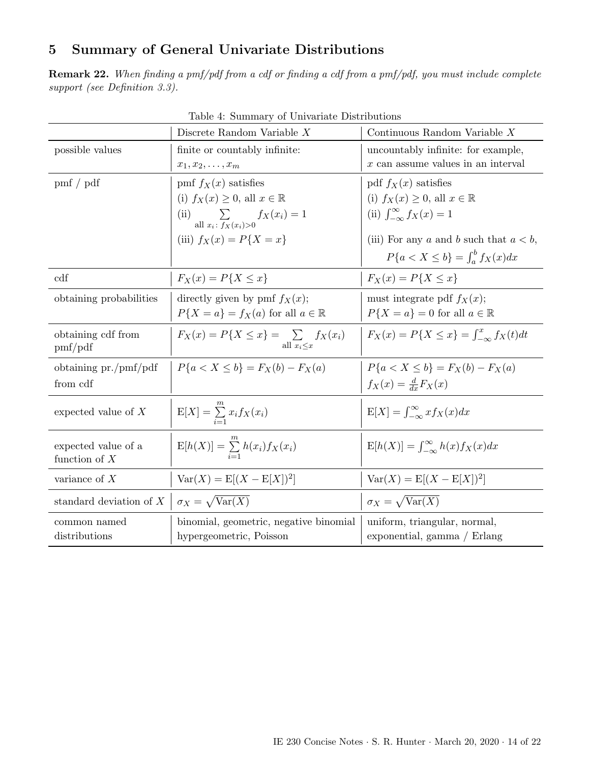## 5 Summary of General Univariate Distributions

**Remark 22.** *When finding a pmf/pdf from a cdf or finding a cdf from a pmf/pdf, you must include complete support (see Definition 3.3).*

Table 4: Summary of Univariate Distributions

| | Discrete Random Variable $X$ | Continuous Random Variable $X$ |
|---|---|---|
| possible values | finite or countably infinite: $x_1, x_2, \ldots, x_m$ | uncountably infinite: for example, $x$ can assume values in an interval |
| pmf / pdf | pmf $f_X(x)$ satisfies (i) $f_X(x) \geq 0$, all $x \in \mathbb{R}$ (ii) $\sum_{\text{all } x_i:\, f_X(x_i)>0} f_X(x_i) = 1$ (iii) $f_X(x) = P\{X = x\}$ | pdf $f_X(x)$ satisfies (i) $f_X(x) \geq 0$, all $x \in \mathbb{R}$ (ii) $\int_{-\infty}^{\infty} f_X(x) = 1$ (iii) For any $a$ and $b$ such that $a < b$, $P\{a < X \leq b\} = \int_a^b f_X(x)dx$ |
| cdf | $F_X(x) = P\{X \leq x\}$ | $F_X(x) = P\{X \leq x\}$ |
| obtaining probabilities | directly given by pmf $f_X(x)$; $P\{X = a\} = f_X(a)$ for all $a \in \mathbb{R}$ | must integrate pdf $f_X(x)$; $P\{X = a\} = 0$ for all $a \in \mathbb{R}$ |
| obtaining cdf from pmf/pdf | $F_X(x) = P\{X \leq x\} = \sum_{\text{all } x_i \leq x} f_X(x_i)$ | $F_X(x) = P\{X \leq x\} = \int_{-\infty}^{x} f_X(t)dt$ |
| obtaining pr./pmf/pdf from cdf | $P\{a < X \leq b\} = F_X(b) - F_X(a)$ | $P\{a < X \leq b\} = F_X(b) - F_X(a)$ $f_X(x) = \frac{d}{dx}F_X(x)$ |
| expected value of $X$ | $\mathrm{E}[X] = \sum_{i=1}^{m} x_i f_X(x_i)$ | $\mathrm{E}[X] = \int_{-\infty}^{\infty} x f_X(x)dx$ |
| expected value of a function of $X$ | $\mathrm{E}[h(X)] = \sum_{i=1}^{m} h(x_i) f_X(x_i)$ | $\mathrm{E}[h(X)] = \int_{-\infty}^{\infty} h(x) f_X(x)dx$ |
| variance of $X$ | $\mathrm{Var}(X) = \mathrm{E}[(X - \mathrm{E}[X])^2]$ | $\mathrm{Var}(X) = \mathrm{E}[(X - \mathrm{E}[X])^2]$ |
| standard deviation of $X$ | $\sigma_X = \sqrt{\mathrm{Var}(X)}$ | $\sigma_X = \sqrt{\mathrm{Var}(X)}$ |
| common named distributions | binomial, geometric, negative binomial hypergeometric, Poisson | uniform, triangular, normal, exponential, gamma / Erlang |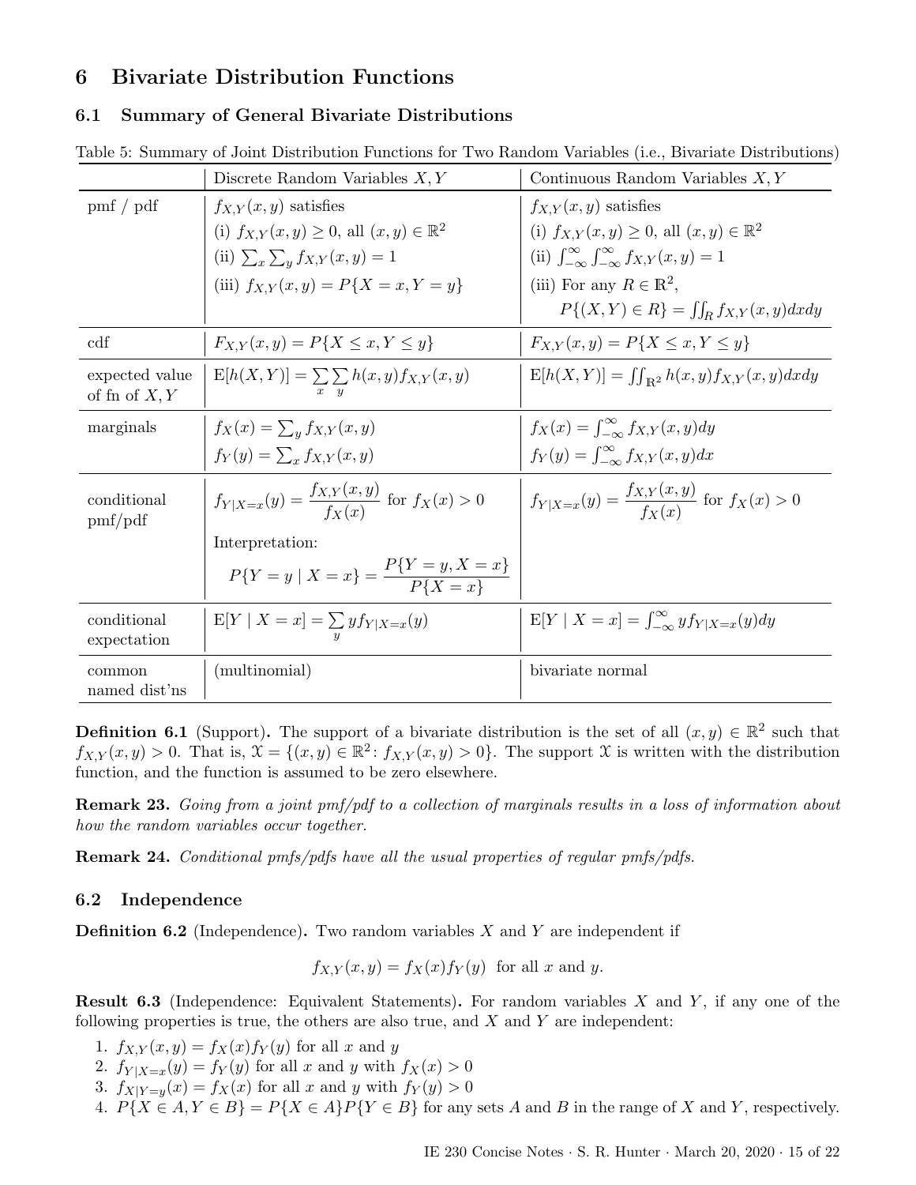# 6 Bivariate Distribution Functions

## 6.1 Summary of General Bivariate Distributions

Table 5: Summary of Joint Distribution Functions for Two Random Variables (i.e., Bivariate Distributions)

| | Discrete Random Variables $X, Y$ | Continuous Random Variables $X, Y$ |
|---|---|---|
| pmf / pdf | $f_{X,Y}(x,y)$ satisfies<br>(i) $f_{X,Y}(x,y) \geq 0$, all $(x,y) \in \mathbb{R}^2$<br>(ii) $\sum_x \sum_y f_{X,Y}(x,y) = 1$<br>(iii) $f_{X,Y}(x,y) = P\{X = x, Y = y\}$ | $f_{X,Y}(x,y)$ satisfies<br>(i) $f_{X,Y}(x,y) \geq 0$, all $(x,y) \in \mathbb{R}^2$<br>(ii) $\int_{-\infty}^{\infty} \int_{-\infty}^{\infty} f_{X,Y}(x,y) = 1$<br>(iii) For any $R \in \mathbb{R}^2$,<br>$P\{(X,Y) \in R\} = \iint_R f_{X,Y}(x,y)dxdy$ |
| cdf | $F_{X,Y}(x,y) = P\{X \leq x, Y \leq y\}$ | $F_{X,Y}(x,y) = P\{X \leq x, Y \leq y\}$ |
| expected value of fn of $X, Y$ | $\text{E}[h(X,Y)] = \sum_x \sum_y h(x,y) f_{X,Y}(x,y)$ | $\text{E}[h(X,Y)] = \iint_{\mathbb{R}^2} h(x,y) f_{X,Y}(x,y)dxdy$ |
| marginals | $f_X(x) = \sum_y f_{X,Y}(x,y)$<br>$f_Y(y) = \sum_x f_{X,Y}(x,y)$ | $f_X(x) = \int_{-\infty}^{\infty} f_{X,Y}(x,y)dy$<br>$f_Y(y) = \int_{-\infty}^{\infty} f_{X,Y}(x,y)dx$ |
| conditional pmf/pdf | $f_{Y\|X=x}(y) = \dfrac{f_{X,Y}(x,y)}{f_X(x)}$ for $f_X(x) > 0$<br>Interpretation:<br>$P\{Y = y \mid X = x\} = \dfrac{P\{Y = y, X = x\}}{P\{X = x\}}$ | $f_{Y\|X=x}(y) = \dfrac{f_{X,Y}(x,y)}{f_X(x)}$ for $f_X(x) > 0$ |
| conditional expectation | $\text{E}[Y \mid X = x] = \sum_y y f_{Y\|X=x}(y)$ | $\text{E}[Y \mid X = x] = \int_{-\infty}^{\infty} y f_{Y\|X=x}(y)dy$ |
| common named dist'ns | (multinomial) | bivariate normal |

**Definition 6.1** (Support)**.** The support of a bivariate distribution is the set of all $(x,y) \in \mathbb{R}^2$ such that $f_{X,Y}(x,y) > 0$. That is, $\mathcal{X} = \{(x,y) \in \mathbb{R}^2 : f_{X,Y}(x,y) > 0\}$. The support $\mathcal{X}$ is written with the distribution function, and the function is assumed to be zero elsewhere.

**Remark 23.** *Going from a joint pmf/pdf to a collection of marginals results in a loss of information about how the random variables occur together.*

**Remark 24.** *Conditional pmfs/pdfs have all the usual properties of regular pmfs/pdfs.*

## 6.2 Independence

**Definition 6.2** (Independence)**.** Two random variables $X$ and $Y$ are independent if

$$f_{X,Y}(x,y) = f_X(x) f_Y(y) \text{ for all } x \text{ and } y.$$

**Result 6.3** (Independence: Equivalent Statements)**.** For random variables $X$ and $Y$, if any one of the following properties is true, the others are also true, and $X$ and $Y$ are independent:

1. $f_{X,Y}(x,y) = f_X(x) f_Y(y)$ for all $x$ and $y$
2. $f_{Y|X=x}(y) = f_Y(y)$ for all $x$ and $y$ with $f_X(x) > 0$
3. $f_{X|Y=y}(x) = f_X(x)$ for all $x$ and $y$ with $f_Y(y) > 0$
4. $P\{X \in A, Y \in B\} = P\{X \in A\} P\{Y \in B\}$ for any sets $A$ and $B$ in the range of $X$ and $Y$, respectively.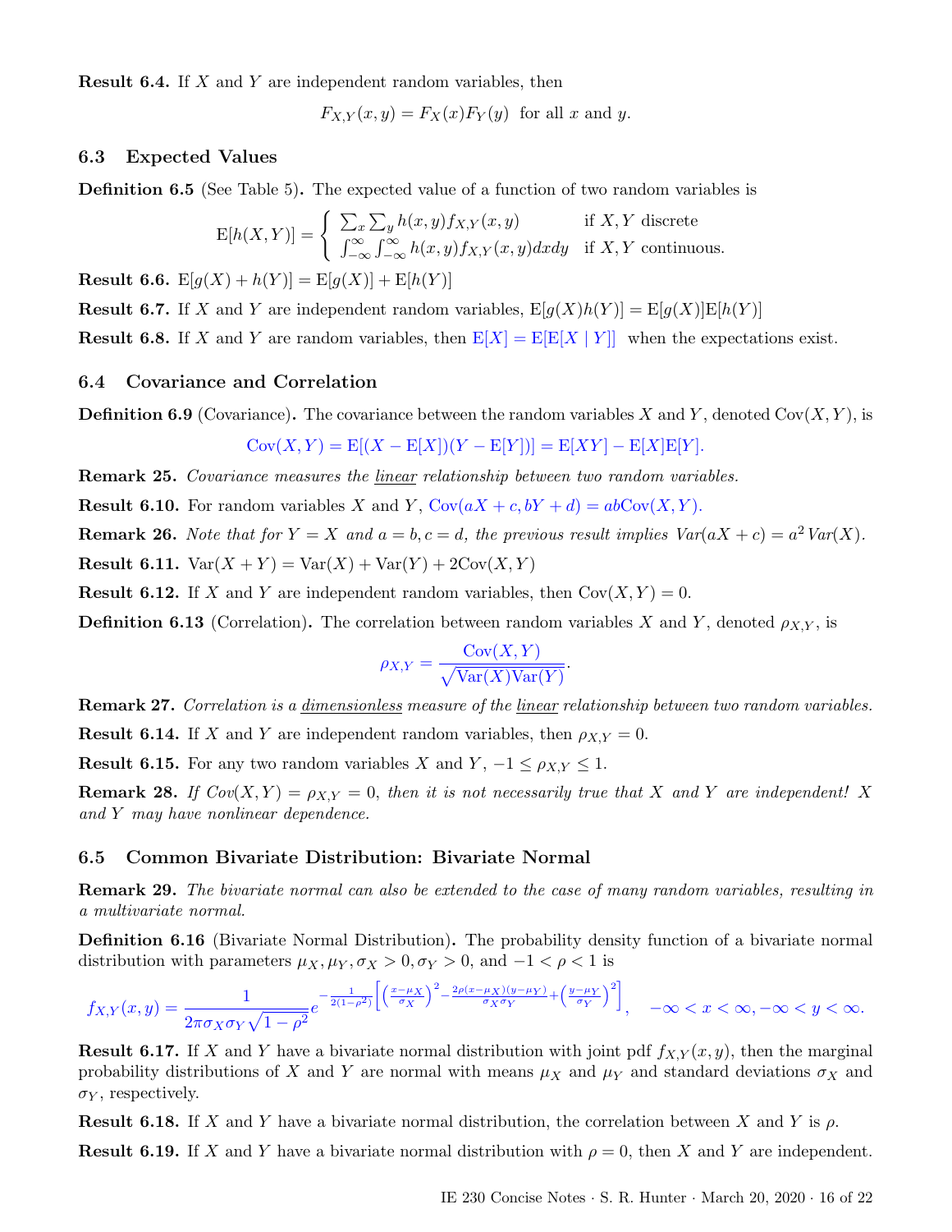**Result 6.4.** If $X$ and $Y$ are independent random variables, then

$$F_{X,Y}(x,y) = F_X(x)F_Y(y) \text{ for all } x \text{ and } y.$$

### 6.3 Expected Values

**Definition 6.5** (See Table 5)**.** The expected value of a function of two random variables is

$$\mathrm{E}[h(X,Y)] = \begin{cases} \sum_x \sum_y h(x,y) f_{X,Y}(x,y) & \text{if } X, Y \text{ discrete} \\ \int_{-\infty}^{\infty} \int_{-\infty}^{\infty} h(x,y) f_{X,Y}(x,y) dx dy & \text{if } X, Y \text{ continuous.} \end{cases}$$

**Result 6.6.** $\mathrm{E}[g(X) + h(Y)] = \mathrm{E}[g(X)] + \mathrm{E}[h(Y)]$

**Result 6.7.** If $X$ and $Y$ are independent random variables, $\mathrm{E}[g(X)h(Y)] = \mathrm{E}[g(X)]\mathrm{E}[h(Y)]$

**Result 6.8.** If $X$ and $Y$ are random variables, then $\mathrm{E}[X] = \mathrm{E}[\mathrm{E}[X \mid Y]]$ when the expectations exist.

### 6.4 Covariance and Correlation

**Definition 6.9** (Covariance)**.** The covariance between the random variables $X$ and $Y$, denoted $\mathrm{Cov}(X,Y)$, is

$$\mathrm{Cov}(X,Y) = \mathrm{E}[(X - \mathrm{E}[X])(Y - \mathrm{E}[Y])] = \mathrm{E}[XY] - \mathrm{E}[X]\mathrm{E}[Y].$$

**Remark 25.** *Covariance measures the linear relationship between two random variables.*

**Result 6.10.** For random variables $X$ and $Y$, $\mathrm{Cov}(aX + c, bY + d) = ab\mathrm{Cov}(X,Y)$.

**Remark 26.** *Note that for $Y = X$ and $a = b, c = d$, the previous result implies $Var(aX + c) = a^2 \, Var(X)$.*

**Result 6.11.** $\mathrm{Var}(X + Y) = \mathrm{Var}(X) + \mathrm{Var}(Y) + 2\mathrm{Cov}(X,Y)$

**Result 6.12.** If $X$ and $Y$ are independent random variables, then $\mathrm{Cov}(X,Y) = 0$.

**Definition 6.13** (Correlation)**.** The correlation between random variables $X$ and $Y$, denoted $\rho_{X,Y}$, is

$$\rho_{X,Y} = \frac{\mathrm{Cov}(X,Y)}{\sqrt{\mathrm{Var}(X)\mathrm{Var}(Y)}}.$$

**Remark 27.** *Correlation is a dimensionless measure of the linear relationship between two random variables.*

**Result 6.14.** If $X$ and $Y$ are independent random variables, then $\rho_{X,Y} = 0$.

**Result 6.15.** For any two random variables $X$ and $Y$, $-1 \leq \rho_{X,Y} \leq 1$.

**Remark 28.** *If $Cov(X,Y) = \rho_{X,Y} = 0$, then it is not necessarily true that $X$ and $Y$ are independent! $X$ and $Y$ may have nonlinear dependence.*

### 6.5 Common Bivariate Distribution: Bivariate Normal

**Remark 29.** *The bivariate normal can also be extended to the case of many random variables, resulting in a multivariate normal.*

**Definition 6.16** (Bivariate Normal Distribution)**.** The probability density function of a bivariate normal distribution with parameters $\mu_X, \mu_Y, \sigma_X > 0, \sigma_Y > 0$, and $-1 < \rho < 1$ is

$$f_{X,Y}(x,y) = \frac{1}{2\pi\sigma_X\sigma_Y\sqrt{1-\rho^2}} e^{-\frac{1}{2(1-\rho^2)}\left[\left(\frac{x-\mu_X}{\sigma_X}\right)^2 - \frac{2\rho(x-\mu_X)(y-\mu_Y)}{\sigma_X\sigma_Y} + \left(\frac{y-\mu_Y}{\sigma_Y}\right)^2\right]}, \quad -\infty < x < \infty, -\infty < y < \infty.$$

**Result 6.17.** If $X$ and $Y$ have a bivariate normal distribution with joint pdf $f_{X,Y}(x,y)$, then the marginal probability distributions of $X$ and $Y$ are normal with means $\mu_X$ and $\mu_Y$ and standard deviations $\sigma_X$ and $\sigma_Y$, respectively.

**Result 6.18.** If $X$ and $Y$ have a bivariate normal distribution, the correlation between $X$ and $Y$ is $\rho$.

**Result 6.19.** If $X$ and $Y$ have a bivariate normal distribution with $\rho = 0$, then $X$ and $Y$ are independent.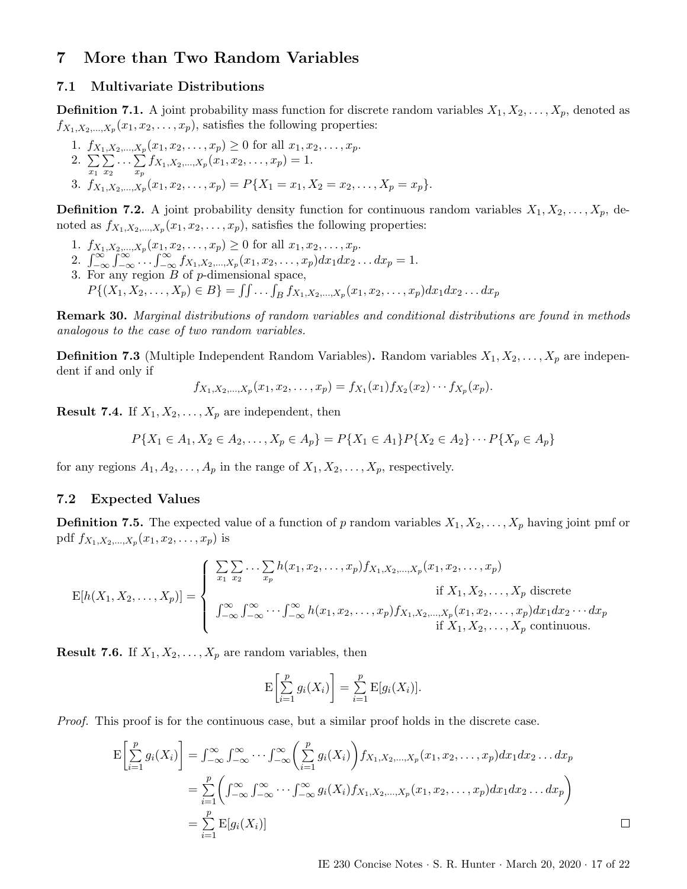# 7 More than Two Random Variables

## 7.1 Multivariate Distributions

**Definition 7.1.** A joint probability mass function for discrete random variables $X_1, X_2, \ldots, X_p$, denoted as $f_{X_1,X_2,\ldots,X_p}(x_1, x_2, \ldots, x_p)$, satisfies the following properties:

1. $f_{X_1,X_2,\ldots,X_p}(x_1, x_2, \ldots, x_p) \geq 0$ for all $x_1, x_2, \ldots, x_p$.
2. $\sum_{x_1}\sum_{x_2}\cdots\sum_{x_p} f_{X_1,X_2,\ldots,X_p}(x_1, x_2, \ldots, x_p) = 1$.
3. $f_{X_1,X_2,\ldots,X_p}(x_1, x_2, \ldots, x_p) = P\{X_1 = x_1, X_2 = x_2, \ldots, X_p = x_p\}$.

**Definition 7.2.** A joint probability density function for continuous random variables $X_1, X_2, \ldots, X_p$, denoted as $f_{X_1,X_2,\ldots,X_p}(x_1, x_2, \ldots, x_p)$, satisfies the following properties:

1. $f_{X_1,X_2,\ldots,X_p}(x_1, x_2, \ldots, x_p) \geq 0$ for all $x_1, x_2, \ldots, x_p$.
2. $\int_{-\infty}^{\infty}\int_{-\infty}^{\infty}\cdots\int_{-\infty}^{\infty} f_{X_1,X_2,\ldots,X_p}(x_1, x_2, \ldots, x_p)dx_1 dx_2 \ldots dx_p = 1$.
3. For any region $B$ of $p$-dimensional space,
   $P\{(X_1, X_2, \ldots, X_p) \in B\} = \int\int\ldots\int_B f_{X_1,X_2,\ldots,X_p}(x_1, x_2, \ldots, x_p)dx_1 dx_2 \ldots dx_p$

**Remark 30.** *Marginal distributions of random variables and conditional distributions are found in methods analogous to the case of two random variables.*

**Definition 7.3** (Multiple Independent Random Variables)**.** Random variables $X_1, X_2, \ldots, X_p$ are independent if and only if

$$f_{X_1,X_2,\ldots,X_p}(x_1, x_2, \ldots, x_p) = f_{X_1}(x_1)f_{X_2}(x_2)\cdots f_{X_p}(x_p).$$

**Result 7.4.** If $X_1, X_2, \ldots, X_p$ are independent, then

$$P\{X_1 \in A_1, X_2 \in A_2, \ldots, X_p \in A_p\} = P\{X_1 \in A_1\}P\{X_2 \in A_2\}\cdots P\{X_p \in A_p\}$$

for any regions $A_1, A_2, \ldots, A_p$ in the range of $X_1, X_2, \ldots, X_p$, respectively.

## 7.2 Expected Values

**Definition 7.5.** The expected value of a function of $p$ random variables $X_1, X_2, \ldots, X_p$ having joint pmf or pdf $f_{X_1,X_2,\ldots,X_p}(x_1, x_2, \ldots, x_p)$ is

$$\mathrm{E}[h(X_1, X_2, \ldots, X_p)] = \begin{cases} \sum_{x_1}\sum_{x_2}\cdots\sum_{x_p} h(x_1, x_2, \ldots, x_p)f_{X_1,X_2,\ldots,X_p}(x_1, x_2, \ldots, x_p) & \text{if } X_1, X_2, \ldots, X_p \text{ discrete} \\ \int_{-\infty}^{\infty}\int_{-\infty}^{\infty}\cdots\int_{-\infty}^{\infty} h(x_1, x_2, \ldots, x_p)f_{X_1,X_2,\ldots,X_p}(x_1, x_2, \ldots, x_p)dx_1 dx_2 \cdots dx_p & \text{if } X_1, X_2, \ldots, X_p \text{ continuous.} \end{cases}$$

**Result 7.6.** If $X_1, X_2, \ldots, X_p$ are random variables, then

$$\mathrm{E}\left[\sum_{i=1}^{p} g_i(X_i)\right] = \sum_{i=1}^{p} \mathrm{E}[g_i(X_i)].$$

*Proof.* This proof is for the continuous case, but a similar proof holds in the discrete case.

$$\begin{aligned} \mathrm{E}\left[\sum_{i=1}^{p} g_i(X_i)\right] &= \int_{-\infty}^{\infty}\int_{-\infty}^{\infty}\cdots\int_{-\infty}^{\infty}\left(\sum_{i=1}^{p} g_i(X_i)\right)f_{X_1,X_2,\ldots,X_p}(x_1, x_2, \ldots, x_p)dx_1 dx_2 \ldots dx_p \\ &= \sum_{i=1}^{p}\left(\int_{-\infty}^{\infty}\int_{-\infty}^{\infty}\cdots\int_{-\infty}^{\infty} g_i(X_i)f_{X_1,X_2,\ldots,X_p}(x_1, x_2, \ldots, x_p)dx_1 dx_2 \ldots dx_p\right) \\ &= \sum_{i=1}^{p} \mathrm{E}[g_i(X_i)] \end{aligned}$$

□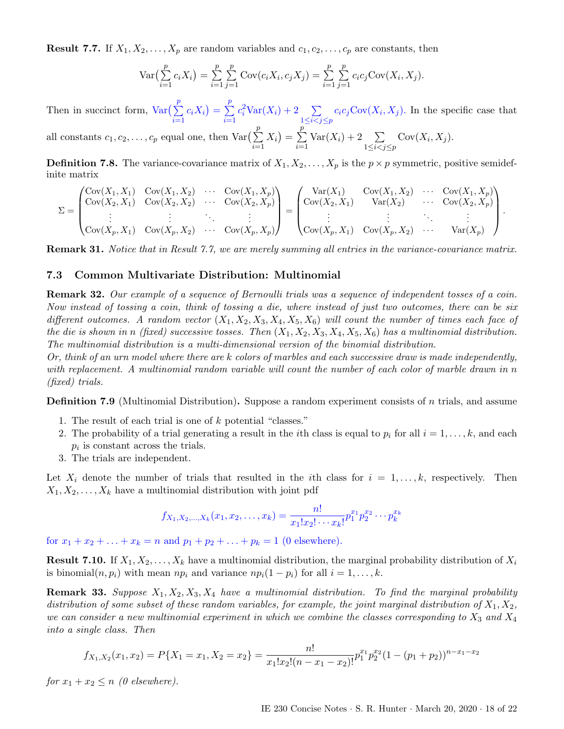**Result 7.7.** If $X_1, X_2, \ldots, X_p$ are random variables and $c_1, c_2, \ldots, c_p$ are constants, then

$$\text{Var}\big(\sum_{i=1}^{p} c_i X_i\big) = \sum_{i=1}^{p}\sum_{j=1}^{p} \text{Cov}(c_i X_i, c_j X_j) = \sum_{i=1}^{p}\sum_{j=1}^{p} c_i c_j \text{Cov}(X_i, X_j).$$

Then in succinct form, $\text{Var}\big(\sum_{i=1}^{p} c_i X_i\big) = \sum_{i=1}^{p} c_i^2 \text{Var}(X_i) + 2\sum_{1\le i<j\le p} c_i c_j \text{Cov}(X_i, X_j)$. In the specific case that all constants $c_1, c_2, \ldots, c_p$ equal one, then $\text{Var}\big(\sum_{i=1}^{p} X_i\big) = \sum_{i=1}^{p} \text{Var}(X_i) + 2\sum_{1\le i<j\le p} \text{Cov}(X_i, X_j)$.

**Definition 7.8.** The variance-covariance matrix of $X_1, X_2, \ldots, X_p$ is the $p \times p$ symmetric, positive semidefinite matrix

$$\Sigma = \begin{pmatrix} \text{Cov}(X_1, X_1) & \text{Cov}(X_1, X_2) & \cdots & \text{Cov}(X_1, X_p) \\ \text{Cov}(X_2, X_1) & \text{Cov}(X_2, X_2) & \cdots & \text{Cov}(X_2, X_p) \\ \vdots & \vdots & \ddots & \vdots \\ \text{Cov}(X_p, X_1) & \text{Cov}(X_p, X_2) & \cdots & \text{Cov}(X_p, X_p) \end{pmatrix} = \begin{pmatrix} \text{Var}(X_1) & \text{Cov}(X_1, X_2) & \cdots & \text{Cov}(X_1, X_p) \\ \text{Cov}(X_2, X_1) & \text{Var}(X_2) & \cdots & \text{Cov}(X_2, X_p) \\ \vdots & \vdots & \ddots & \vdots \\ \text{Cov}(X_p, X_1) & \text{Cov}(X_p, X_2) & \cdots & \text{Var}(X_p) \end{pmatrix}.$$

**Remark 31.** *Notice that in Result 7.7, we are merely summing all entries in the variance-covariance matrix.*

### 7.3 Common Multivariate Distribution: Multinomial

**Remark 32.** *Our example of a sequence of Bernoulli trials was a sequence of independent tosses of a coin. Now instead of tossing a coin, think of tossing a die, where instead of just two outcomes, there can be six different outcomes. A random vector $(X_1, X_2, X_3, X_4, X_5, X_6)$ will count the number of times each face of the die is shown in $n$ (fixed) successive tosses. Then $(X_1, X_2, X_3, X_4, X_5, X_6)$ has a multinomial distribution. The multinomial distribution is a multi-dimensional version of the binomial distribution.*
*Or, think of an urn model where there are $k$ colors of marbles and each successive draw is made independently, with replacement. A multinomial random variable will count the number of each color of marble drawn in $n$ (fixed) trials.*

**Definition 7.9** (Multinomial Distribution)**.** Suppose a random experiment consists of $n$ trials, and assume

1. The result of each trial is one of $k$ potential "classes."
2. The probability of a trial generating a result in the $i$th class is equal to $p_i$ for all $i = 1, \ldots, k$, and each $p_i$ is constant across the trials.
3. The trials are independent.

Let $X_i$ denote the number of trials that resulted in the $i$th class for $i = 1, \ldots, k$, respectively. Then $X_1, X_2, \ldots, X_k$ have a multinomial distribution with joint pdf

$$f_{X_1, X_2, \ldots, X_k}(x_1, x_2, \ldots, x_k) = \frac{n!}{x_1! x_2! \cdots x_k!} p_1^{x_1} p_2^{x_2} \cdots p_k^{x_k}$$

for $x_1 + x_2 + \ldots + x_k = n$ and $p_1 + p_2 + \ldots + p_k = 1$ (0 elsewhere).

**Result 7.10.** If $X_1, X_2, \ldots, X_k$ have a multinomial distribution, the marginal probability distribution of $X_i$ is binomial$(n, p_i)$ with mean $np_i$ and variance $np_i(1 - p_i)$ for all $i = 1, \ldots, k$.

**Remark 33.** *Suppose $X_1, X_2, X_3, X_4$ have a multinomial distribution. To find the marginal probability distribution of some subset of these random variables, for example, the joint marginal distribution of $X_1, X_2$, we can consider a new multinomial experiment in which we combine the classes corresponding to $X_3$ and $X_4$ into a single class. Then*

$$f_{X_1, X_2}(x_1, x_2) = P\{X_1 = x_1, X_2 = x_2\} = \frac{n!}{x_1! x_2! (n - x_1 - x_2)!} p_1^{x_1} p_2^{x_2} (1 - (p_1 + p_2))^{n - x_1 - x_2}$$

*for $x_1 + x_2 \le n$ (0 elsewhere).*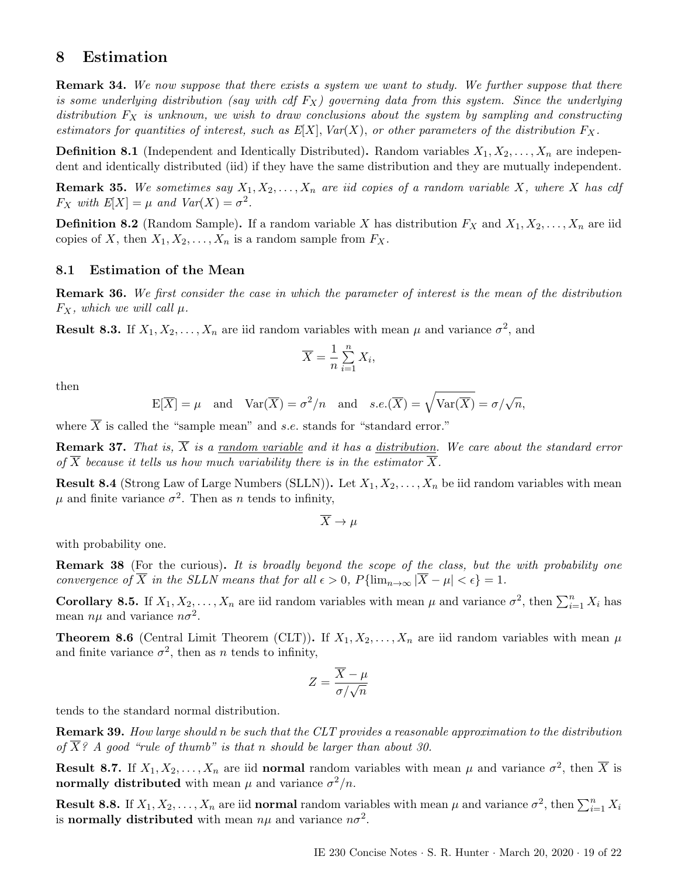# 8 Estimation

**Remark 34.** *We now suppose that there exists a system we want to study. We further suppose that there is some underlying distribution (say with cdf $F_X$) governing data from this system. Since the underlying distribution $F_X$ is unknown, we wish to draw conclusions about the system by sampling and constructing estimators for quantities of interest, such as $E[X]$, $Var(X)$, or other parameters of the distribution $F_X$.*

**Definition 8.1** (Independent and Identically Distributed)**.** Random variables $X_1, X_2, \ldots, X_n$ are independent and identically distributed (iid) if they have the same distribution and they are mutually independent.

**Remark 35.** *We sometimes say $X_1, X_2, \ldots, X_n$ are iid copies of a random variable $X$, where $X$ has cdf $F_X$ with $E[X] = \mu$ and $Var(X) = \sigma^2$.*

**Definition 8.2** (Random Sample)**.** If a random variable $X$ has distribution $F_X$ and $X_1, X_2, \ldots, X_n$ are iid copies of $X$, then $X_1, X_2, \ldots, X_n$ is a random sample from $F_X$.

## 8.1 Estimation of the Mean

**Remark 36.** *We first consider the case in which the parameter of interest is the mean of the distribution $F_X$, which we will call $\mu$.*

**Result 8.3.** If $X_1, X_2, \ldots, X_n$ are iid random variables with mean $\mu$ and variance $\sigma^2$, and

$$\overline{X} = \frac{1}{n}\sum_{i=1}^{n} X_i,$$

then

$$\mathrm{E}[\overline{X}] = \mu \quad \text{and} \quad \mathrm{Var}(\overline{X}) = \sigma^2/n \quad \text{and} \quad s.e.(\overline{X}) = \sqrt{\mathrm{Var}(\overline{X})} = \sigma/\sqrt{n},$$

where $\overline{X}$ is called the "sample mean" and *s.e.* stands for "standard error."

**Remark 37.** *That is, $\overline{X}$ is a random variable and it has a distribution. We care about the standard error of $\overline{X}$ because it tells us how much variability there is in the estimator $\overline{X}$.*

**Result 8.4** (Strong Law of Large Numbers (SLLN))**.** Let $X_1, X_2, \ldots, X_n$ be iid random variables with mean $\mu$ and finite variance $\sigma^2$. Then as $n$ tends to infinity,

$$\overline{X} \to \mu$$

with probability one.

**Remark 38** (For the curious)**.** *It is broadly beyond the scope of the class, but the with probability one convergence of $\overline{X}$ in the SLLN means that for all $\epsilon > 0$, $P\{\lim_{n\to\infty} |\overline{X} - \mu| < \epsilon\} = 1$.*

**Corollary 8.5.** If $X_1, X_2, \ldots, X_n$ are iid random variables with mean $\mu$ and variance $\sigma^2$, then $\sum_{i=1}^{n} X_i$ has mean $n\mu$ and variance $n\sigma^2$.

**Theorem 8.6** (Central Limit Theorem (CLT))**.** If $X_1, X_2, \ldots, X_n$ are iid random variables with mean $\mu$ and finite variance $\sigma^2$, then as $n$ tends to infinity,

$$Z = \frac{\overline{X} - \mu}{\sigma/\sqrt{n}}$$

tends to the standard normal distribution.

**Remark 39.** *How large should n be such that the CLT provides a reasonable approximation to the distribution of $\overline{X}$? A good "rule of thumb" is that n should be larger than about 30.*

**Result 8.7.** If $X_1, X_2, \ldots, X_n$ are iid **normal** random variables with mean $\mu$ and variance $\sigma^2$, then $\overline{X}$ is **normally distributed** with mean $\mu$ and variance $\sigma^2/n$.

**Result 8.8.** If $X_1, X_2, \ldots, X_n$ are iid **normal** random variables with mean $\mu$ and variance $\sigma^2$, then $\sum_{i=1}^{n} X_i$ is **normally distributed** with mean $n\mu$ and variance $n\sigma^2$.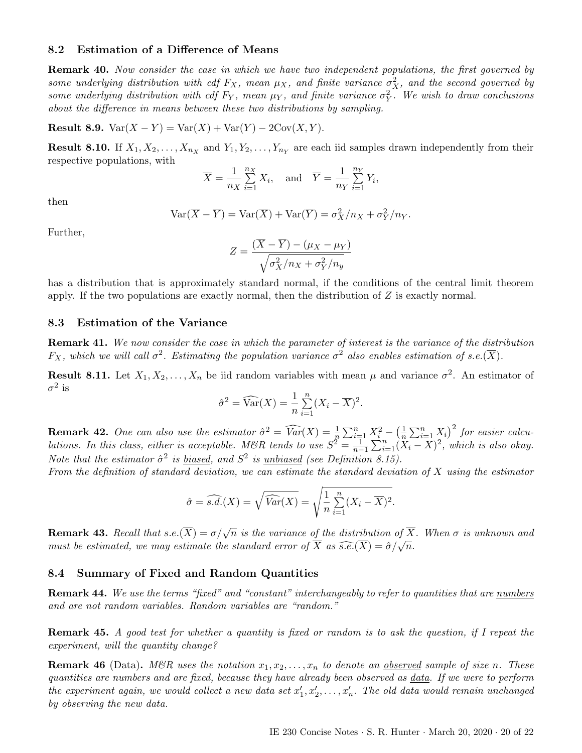## 8.2 Estimation of a Difference of Means

**Remark 40.** *Now consider the case in which we have two independent populations, the first governed by some underlying distribution with cdf $F_X$, mean $\mu_X$, and finite variance $\sigma_X^2$, and the second governed by some underlying distribution with cdf $F_Y$, mean $\mu_Y$, and finite variance $\sigma_Y^2$. We wish to draw conclusions about the difference in means between these two distributions by sampling.*

**Result 8.9.** $\text{Var}(X - Y) = \text{Var}(X) + \text{Var}(Y) - 2\text{Cov}(X, Y)$.

**Result 8.10.** If $X_1, X_2, \ldots, X_{n_X}$ and $Y_1, Y_2, \ldots, Y_{n_Y}$ are each iid samples drawn independently from their respective populations, with

$$\overline{X} = \frac{1}{n_X} \sum_{i=1}^{n_X} X_i, \quad \text{and} \quad \overline{Y} = \frac{1}{n_Y} \sum_{i=1}^{n_Y} Y_i,$$

then

$$\text{Var}(\overline{X} - \overline{Y}) = \text{Var}(\overline{X}) + \text{Var}(\overline{Y}) = \sigma_X^2/n_X + \sigma_Y^2/n_Y.$$

Further,

$$Z = \frac{(\overline{X} - \overline{Y}) - (\mu_X - \mu_Y)}{\sqrt{\sigma_X^2/n_X + \sigma_Y^2/n_y}}$$

has a distribution that is approximately standard normal, if the conditions of the central limit theorem apply. If the two populations are exactly normal, then the distribution of $Z$ is exactly normal.

## 8.3 Estimation of the Variance

**Remark 41.** *We now consider the case in which the parameter of interest is the variance of the distribution $F_X$, which we will call $\sigma^2$. Estimating the population variance $\sigma^2$ also enables estimation of s.e.$(\overline{X})$.*

**Result 8.11.** Let $X_1, X_2, \ldots, X_n$ be iid random variables with mean $\mu$ and variance $\sigma^2$. An estimator of $\sigma^2$ is

$$\hat{\sigma}^2 = \widehat{\text{Var}}(X) = \frac{1}{n} \sum_{i=1}^{n} (X_i - \overline{X})^2.$$

**Remark 42.** *One can also use the estimator $\hat{\sigma}^2 = \widehat{Var}(X) = \frac{1}{n}\sum_{i=1}^n X_i^2 - \left(\frac{1}{n}\sum_{i=1}^n X_i\right)^2$ for easier calculations. In this class, either is acceptable. M&R tends to use $S^2 = \frac{1}{n-1}\sum_{i=1}^n (X_i - \overline{X})^2$, which is also okay. Note that the estimator $\hat{\sigma}^2$ is <u>biased</u>, and $S^2$ is <u>unbiased</u> (see Definition 8.15).*
*From the definition of standard deviation, we can estimate the standard deviation of $X$ using the estimator*

$$\hat{\sigma} = \widehat{s.d.}(X) = \sqrt{\widehat{Var}(X)} = \sqrt{\frac{1}{n} \sum_{i=1}^{n} (X_i - \overline{X})^2}.$$

**Remark 43.** *Recall that s.e.$(\overline{X}) = \sigma/\sqrt{n}$ is the variance of the distribution of $\overline{X}$. When $\sigma$ is unknown and must be estimated, we may estimate the standard error of $\overline{X}$ as $\widehat{s.e.}(\overline{X}) = \hat{\sigma}/\sqrt{n}$.*

## 8.4 Summary of Fixed and Random Quantities

**Remark 44.** *We use the terms "fixed" and "constant" interchangeably to refer to quantities that are <u>numbers</u> and are not random variables. Random variables are "random."*

**Remark 45.** *A good test for whether a quantity is fixed or random is to ask the question, if I repeat the experiment, will the quantity change?*

**Remark 46** (Data)**.** *M&R uses the notation $x_1, x_2, \ldots, x_n$ to denote an <u>observed</u> sample of size n. These quantities are numbers and are fixed, because they have already been observed as <u>data</u>. If we were to perform the experiment again, we would collect a new data set $x_1', x_2', \ldots, x_n'$. The old data would remain unchanged by observing the new data.*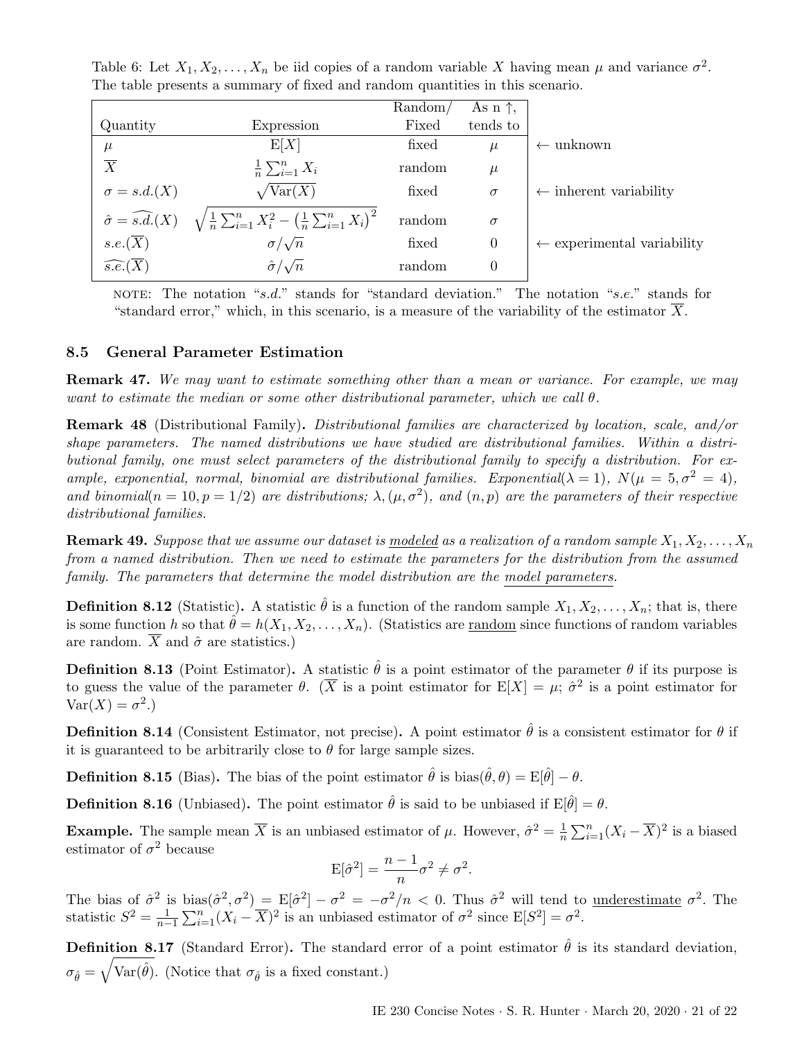Table 6: Let $X_1, X_2, \ldots, X_n$ be iid copies of a random variable $X$ having mean $\mu$ and variance $\sigma^2$. The table presents a summary of fixed and random quantities in this scenario.

| Quantity | Expression | Random/ Fixed | As n $\uparrow$, tends to | |
|---|---|---|---|---|
| $\mu$ | $\mathrm{E}[X]$ | fixed | $\mu$ | $\leftarrow$ unknown |
| $\overline{X}$ | $\frac{1}{n}\sum_{i=1}^n X_i$ | random | $\mu$ | |
| $\sigma = s.d.(X)$ | $\sqrt{\mathrm{Var}(X)}$ | fixed | $\sigma$ | $\leftarrow$ inherent variability |
| $\hat{\sigma} = \widehat{s.d.}(X)$ | $\sqrt{\frac{1}{n}\sum_{i=1}^n X_i^2 - \left(\frac{1}{n}\sum_{i=1}^n X_i\right)^2}$ | random | $\sigma$ | |
| $s.e.(\overline{X})$ | $\sigma/\sqrt{n}$ | fixed | 0 | $\leftarrow$ experimental variability |
| $\widehat{s.e.}(\overline{X})$ | $\hat{\sigma}/\sqrt{n}$ | random | 0 | |

NOTE: The notation "*s.d.*" stands for "standard deviation." The notation "*s.e.*" stands for "standard error," which, in this scenario, is a measure of the variability of the estimator $\overline{X}$.

### 8.5 General Parameter Estimation

**Remark 47.** *We may want to estimate something other than a mean or variance. For example, we may want to estimate the median or some other distributional parameter, which we call $\theta$.*

**Remark 48** (Distributional Family)**.** *Distributional families are characterized by location, scale, and/or shape parameters. The named distributions we have studied are distributional families. Within a distributional family, one must select parameters of the distributional family to specify a distribution. For example, exponential, normal, binomial are distributional families. Exponential($\lambda = 1$), $N(\mu = 5, \sigma^2 = 4)$, and binomial($n = 10, p = 1/2$) are distributions; $\lambda, (\mu, \sigma^2)$, and $(n, p)$ are the parameters of their respective distributional families.*

**Remark 49.** *Suppose that we assume our dataset is modeled as a realization of a random sample $X_1, X_2, \ldots, X_n$ from a named distribution. Then we need to estimate the parameters for the distribution from the assumed family. The parameters that determine the model distribution are the model parameters.*

**Definition 8.12** (Statistic)**.** A statistic $\hat{\theta}$ is a function of the random sample $X_1, X_2, \ldots, X_n$; that is, there is some function $h$ so that $\hat{\theta} = h(X_1, X_2, \ldots, X_n)$. (Statistics are random since functions of random variables are random. $\overline{X}$ and $\hat{\sigma}$ are statistics.)

**Definition 8.13** (Point Estimator)**.** A statistic $\hat{\theta}$ is a point estimator of the parameter $\theta$ if its purpose is to guess the value of the parameter $\theta$. ($\overline{X}$ is a point estimator for $\mathrm{E}[X] = \mu$; $\hat{\sigma}^2$ is a point estimator for $\mathrm{Var}(X) = \sigma^2$.)

**Definition 8.14** (Consistent Estimator, not precise)**.** A point estimator $\hat{\theta}$ is a consistent estimator for $\theta$ if it is guaranteed to be arbitrarily close to $\theta$ for large sample sizes.

**Definition 8.15** (Bias)**.** The bias of the point estimator $\hat{\theta}$ is $\mathrm{bias}(\hat{\theta}, \theta) = \mathrm{E}[\hat{\theta}] - \theta$.

**Definition 8.16** (Unbiased)**.** The point estimator $\hat{\theta}$ is said to be unbiased if $\mathrm{E}[\hat{\theta}] = \theta$.

**Example.** The sample mean $\overline{X}$ is an unbiased estimator of $\mu$. However, $\hat{\sigma}^2 = \frac{1}{n}\sum_{i=1}^n (X_i - \overline{X})^2$ is a biased estimator of $\sigma^2$ because

$$\mathrm{E}[\hat{\sigma}^2] = \frac{n-1}{n}\sigma^2 \neq \sigma^2.$$

The bias of $\hat{\sigma}^2$ is $\mathrm{bias}(\hat{\sigma}^2, \sigma^2) = \mathrm{E}[\hat{\sigma}^2] - \sigma^2 = -\sigma^2/n < 0$. Thus $\hat{\sigma}^2$ will tend to underestimate $\sigma^2$. The statistic $S^2 = \frac{1}{n-1}\sum_{i=1}^n (X_i - \overline{X})^2$ is an unbiased estimator of $\sigma^2$ since $\mathrm{E}[S^2] = \sigma^2$.

**Definition 8.17** (Standard Error)**.** The standard error of a point estimator $\hat{\theta}$ is its standard deviation, $\sigma_{\hat{\theta}} = \sqrt{\mathrm{Var}(\hat{\theta})}$. (Notice that $\sigma_{\hat{\theta}}$ is a fixed constant.)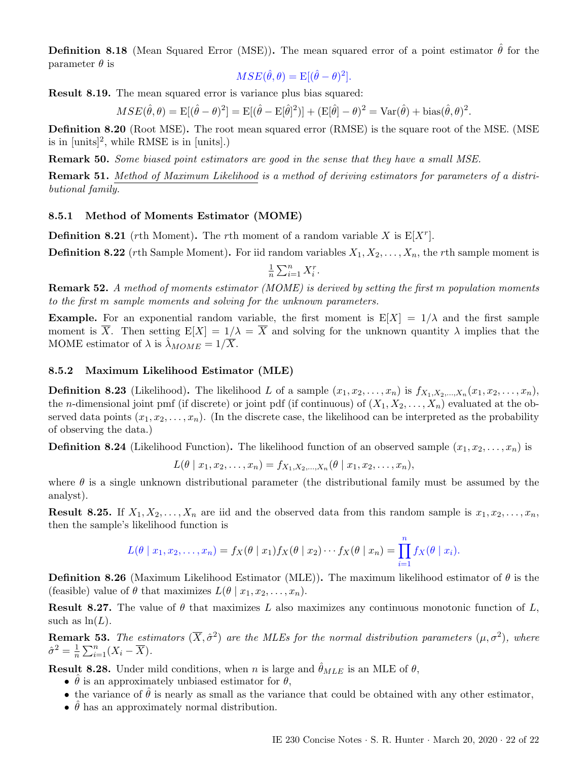**Definition 8.18** (Mean Squared Error (MSE))**.** The mean squared error of a point estimator $\hat{\theta}$ for the parameter $\theta$ is

$$MSE(\hat{\theta}, \theta) = \mathrm{E}[(\hat{\theta} - \theta)^2].$$

**Result 8.19.** The mean squared error is variance plus bias squared:

$$MSE(\hat{\theta}, \theta) = \mathrm{E}[(\hat{\theta} - \theta)^2] = \mathrm{E}[(\hat{\theta} - \mathrm{E}[\hat{\theta}]^2)] + (\mathrm{E}[\hat{\theta}] - \theta)^2 = \mathrm{Var}(\hat{\theta}) + \mathrm{bias}(\hat{\theta}, \theta)^2.$$

**Definition 8.20** (Root MSE)**.** The root mean squared error (RMSE) is the square root of the MSE. (MSE is in [units]$^2$, while RMSE is in [units].)

**Remark 50.** *Some biased point estimators are good in the sense that they have a small MSE.*

**Remark 51.** *Method of Maximum Likelihood is a method of deriving estimators for parameters of a distributional family.*

### 8.5.1 Method of Moments Estimator (MOME)

**Definition 8.21** ($r$th Moment)**.** The $r$th moment of a random variable $X$ is $\mathrm{E}[X^r]$.

**Definition 8.22** ($r$th Sample Moment)**.** For iid random variables $X_1, X_2, \ldots, X_n$, the $r$th sample moment is

$$\tfrac{1}{n} \textstyle\sum_{i=1}^{n} X_i^r.$$

**Remark 52.** *A method of moments estimator (MOME) is derived by setting the first $m$ population moments to the first $m$ sample moments and solving for the unknown parameters.*

**Example.** For an exponential random variable, the first moment is $\mathrm{E}[X] = 1/\lambda$ and the first sample moment is $\overline{X}$. Then setting $\mathrm{E}[X] = 1/\lambda = \overline{X}$ and solving for the unknown quantity $\lambda$ implies that the MOME estimator of $\lambda$ is $\hat{\lambda}_{MOME} = 1/\overline{X}$.

### 8.5.2 Maximum Likelihood Estimator (MLE)

**Definition 8.23** (Likelihood)**.** The likelihood $L$ of a sample $(x_1, x_2, \ldots, x_n)$ is $f_{X_1,X_2,\ldots,X_n}(x_1, x_2, \ldots, x_n)$, the $n$-dimensional joint pmf (if discrete) or joint pdf (if continuous) of $(X_1, X_2, \ldots, X_n)$ evaluated at the observed data points $(x_1, x_2, \ldots, x_n)$. (In the discrete case, the likelihood can be interpreted as the probability of observing the data.)

**Definition 8.24** (Likelihood Function)**.** The likelihood function of an observed sample $(x_1, x_2, \ldots, x_n)$ is

$$L(\theta \mid x_1, x_2, \ldots, x_n) = f_{X_1,X_2,\ldots,X_n}(\theta \mid x_1, x_2, \ldots, x_n),$$

where $\theta$ is a single unknown distributional parameter (the distributional family must be assumed by the analyst).

**Result 8.25.** If $X_1, X_2, \ldots, X_n$ are iid and the observed data from this random sample is $x_1, x_2, \ldots, x_n$, then the sample's likelihood function is

$$L(\theta \mid x_1, x_2, \ldots, x_n) = f_X(\theta \mid x_1) f_X(\theta \mid x_2) \cdots f_X(\theta \mid x_n) = \prod_{i=1}^{n} f_X(\theta \mid x_i).$$

**Definition 8.26** (Maximum Likelihood Estimator (MLE))**.** The maximum likelihood estimator of $\theta$ is the (feasible) value of $\theta$ that maximizes $L(\theta \mid x_1, x_2, \ldots, x_n)$.

**Result 8.27.** The value of $\theta$ that maximizes $L$ also maximizes any continuous monotonic function of $L$, such as $\ln(L)$.

**Remark 53.** *The estimators $(\overline{X}, \hat{\sigma}^2)$ are the MLEs for the normal distribution parameters $(\mu, \sigma^2)$, where $\hat{\sigma}^2 = \frac{1}{n} \sum_{i=1}^{n} (X_i - \overline{X})$.*

**Result 8.28.** Under mild conditions, when $n$ is large and $\hat{\theta}_{MLE}$ is an MLE of $\theta$,

- $\hat{\theta}$ is an approximately unbiased estimator for $\theta$,
- the variance of $\hat{\theta}$ is nearly as small as the variance that could be obtained with any other estimator,
- $\hat{\theta}$ has an approximately normal distribution.